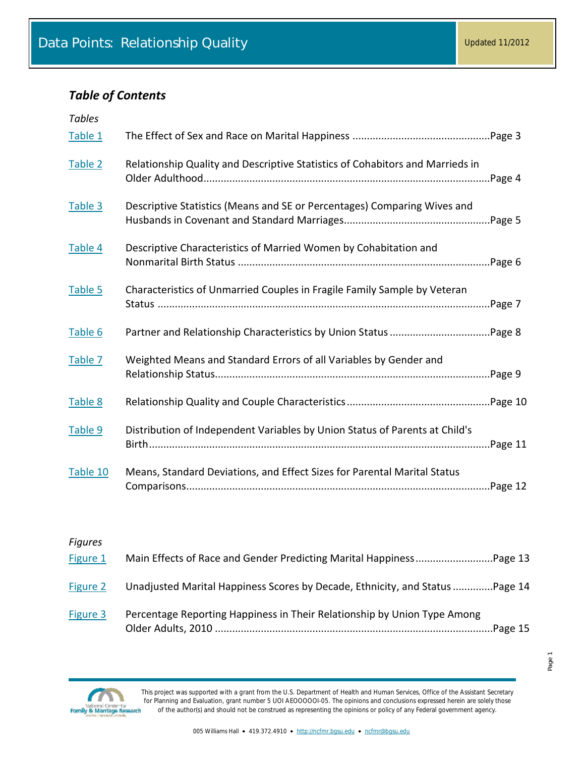# Data Points: Relationship Quality

Updated 11/2012

## *Table of Contents*

*Tables*

| | | |
|---|---|---|
| Table 1 | The Effect of Sex and Race on Marital Happiness | Page 3 |
| Table 2 | Relationship Quality and Descriptive Statistics of Cohabitors and Marrieds in Older Adulthood | Page 4 |
| Table 3 | Descriptive Statistics (Means and SE or Percentages) Comparing Wives and Husbands in Covenant and Standard Marriages | Page 5 |
| Table 4 | Descriptive Characteristics of Married Women by Cohabitation and Nonmarital Birth Status | Page 6 |
| Table 5 | Characteristics of Unmarried Couples in Fragile Family Sample by Veteran Status | Page 7 |
| Table 6 | Partner and Relationship Characteristics by Union Status | Page 8 |
| Table 7 | Weighted Means and Standard Errors of all Variables by Gender and Relationship Status | Page 9 |
| Table 8 | Relationship Quality and Couple Characteristics | Page 10 |
| Table 9 | Distribution of Independent Variables by Union Status of Parents at Child's Birth | Page 11 |
| Table 10 | Means, Standard Deviations, and Effect Sizes for Parental Marital Status Comparisons | Page 12 |

*Figures*

| | | |
|---|---|---|
| Figure 1 | Main Effects of Race and Gender Predicting Marital Happiness | Page 13 |
| Figure 2 | Unadjusted Marital Happiness Scores by Decade, Ethnicity, and Status | Page 14 |
| Figure 3 | Percentage Reporting Happiness in Their Relationship by Union Type Among Older Adults, 2010 | Page 15 |

This project was supported with a grant from the U.S. Department of Health and Human Services, Office of the Assistant Secretary for Planning and Evaluation, grant number 5 UOI AEOOOOOI-05. The opinions and conclusions expressed herein are solely those of the author(s) and should not be construed as representing the opinions or policy of any Federal government agency.

005 Williams Hall • 419.372.4910 • http://ncfmr.bgsu.edu • ncfmr@bgsu.edu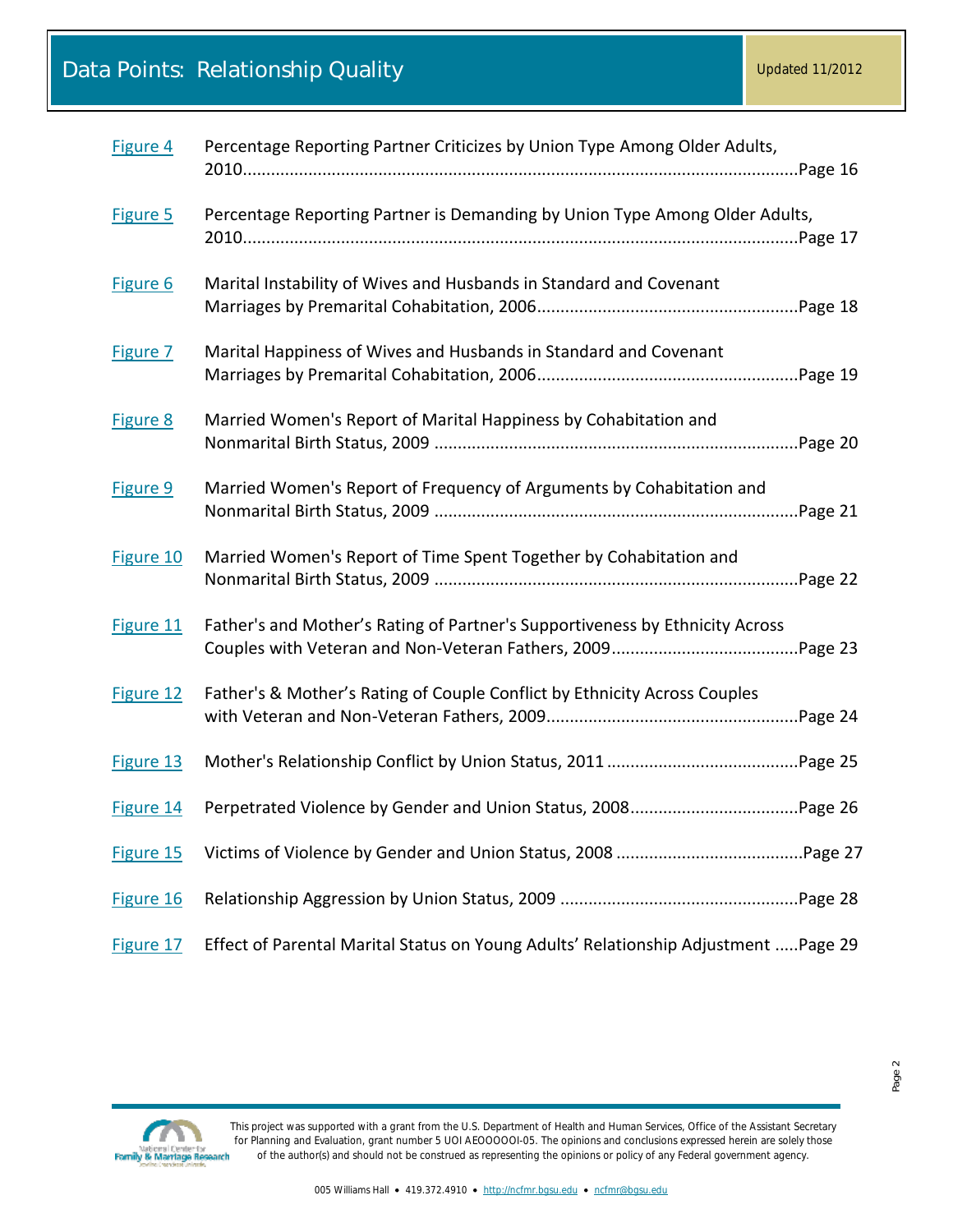| | |
|---|---|
| Figure 4 | Percentage Reporting Partner Criticizes by Union Type Among Older Adults, 2010.......................................................................................................................Page 16 |
| Figure 5 | Percentage Reporting Partner is Demanding by Union Type Among Older Adults, 2010.......................................................................................................................Page 17 |
| Figure 6 | Marital Instability of Wives and Husbands in Standard and Covenant Marriages by Premarital Cohabitation, 2006.......................................................Page 18 |
| Figure 7 | Marital Happiness of Wives and Husbands in Standard and Covenant Marriages by Premarital Cohabitation, 2006.......................................................Page 19 |
| Figure 8 | Married Women's Report of Marital Happiness by Cohabitation and Nonmarital Birth Status, 2009 .............................................................................Page 20 |
| Figure 9 | Married Women's Report of Frequency of Arguments by Cohabitation and Nonmarital Birth Status, 2009 .............................................................................Page 21 |
| Figure 10 | Married Women's Report of Time Spent Together by Cohabitation and Nonmarital Birth Status, 2009 .............................................................................Page 22 |
| Figure 11 | Father's and Mother's Rating of Partner's Supportiveness by Ethnicity Across Couples with Veteran and Non-Veteran Fathers, 2009........................................Page 23 |
| Figure 12 | Father's & Mother's Rating of Couple Conflict by Ethnicity Across Couples with Veteran and Non-Veteran Fathers, 2009.....................................................Page 24 |
| Figure 13 | Mother's Relationship Conflict by Union Status, 2011 .........................................Page 25 |
| Figure 14 | Perpetrated Violence by Gender and Union Status, 2008....................................Page 26 |
| Figure 15 | Victims of Violence by Gender and Union Status, 2008 ........................................Page 27 |
| Figure 16 | Relationship Aggression by Union Status, 2009 ...................................................Page 28 |
| Figure 17 | Effect of Parental Marital Status on Young Adults' Relationship Adjustment .....Page 29 |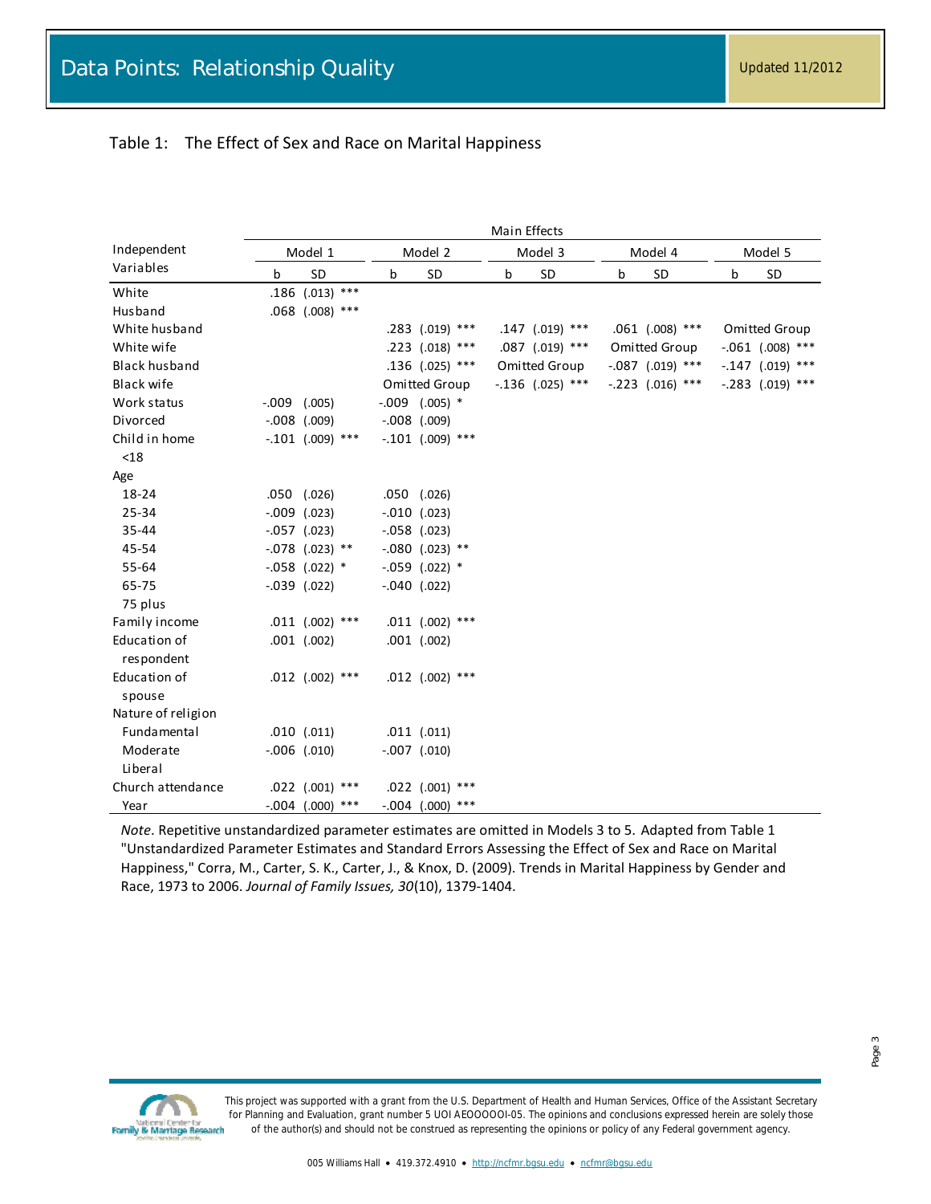# Data Points: Relationship Quality

Updated 11/2012

Table 1: The Effect of Sex and Race on Marital Happiness

| Independent Variables | Main Effects | | | | | | | | | | | | | | |
|---|---|---|---|---|---|---|---|---|---|---|---|---|---|---|---|
| | Model 1 | | | Model 2 | | | Model 3 | | | Model 4 | | | Model 5 | | |
| | b | SD | | b | SD | | b | SD | | b | SD | | b | SD | |
| White | .186 | (.013) | *** | | | | | | | | | | | | |
| Husband | .068 | (.008) | *** | | | | | | | | | | | | |
| White husband | | | | .283 | (.019) | *** | .147 | (.019) | *** | .061 | (.008) | *** | Omitted Group | | |
| White wife | | | | .223 | (.018) | *** | .087 | (.019) | *** | Omitted Group | | | -.061 | (.008) | *** |
| Black husband | | | | .136 | (.025) | *** | Omitted Group | | | -.087 | (.019) | *** | -.147 | (.019) | *** |
| Black wife | | | | Omitted Group | | | -.136 | (.025) | *** | -.223 | (.016) | *** | -.283 | (.019) | *** |
| Work status | -.009 | (.005) | | -.009 | (.005) | * | | | | | | | | | |
| Divorced | -.008 | (.009) | | -.008 | (.009) | | | | | | | | | | |
| Child in home <18 | -.101 | (.009) | *** | -.101 | (.009) | *** | | | | | | | | | |
| Age | | | | | | | | | | | | | | | |
| 18-24 | .050 | (.026) | | .050 | (.026) | | | | | | | | | | |
| 25-34 | -.009 | (.023) | | -.010 | (.023) | | | | | | | | | | |
| 35-44 | -.057 | (.023) | | -.058 | (.023) | | | | | | | | | | |
| 45-54 | -.078 | (.023) | ** | -.080 | (.023) | ** | | | | | | | | | |
| 55-64 | -.058 | (.022) | * | -.059 | (.022) | * | | | | | | | | | |
| 65-75 | -.039 | (.022) | | -.040 | (.022) | | | | | | | | | | |
| 75 plus | | | | | | | | | | | | | | | |
| Family income | .011 | (.002) | *** | .011 | (.002) | *** | | | | | | | | | |
| Education of respondent | .001 | (.002) | | .001 | (.002) | | | | | | | | | | |
| Education of spouse | .012 | (.002) | *** | .012 | (.002) | *** | | | | | | | | | |
| Nature of religion | | | | | | | | | | | | | | | |
| Fundamental | .010 | (.011) | | .011 | (.011) | | | | | | | | | | |
| Moderate | -.006 | (.010) | | -.007 | (.010) | | | | | | | | | | |
| Liberal | | | | | | | | | | | | | | | |
| Church attendance | .022 | (.001) | *** | .022 | (.001) | *** | | | | | | | | | |
| Year | -.004 | (.000) | *** | -.004 | (.000) | *** | | | | | | | | | |

*Note*. Repetitive unstandardized parameter estimates are omitted in Models 3 to 5. Adapted from Table 1 "Unstandardized Parameter Estimates and Standard Errors Assessing the Effect of Sex and Race on Marital Happiness," Corra, M., Carter, S. K., Carter, J., & Knox, D. (2009). Trends in Marital Happiness by Gender and Race, 1973 to 2006. *Journal of Family Issues, 30*(10), 1379-1404.

This project was supported with a grant from the U.S. Department of Health and Human Services, Office of the Assistant Secretary for Planning and Evaluation, grant number 5 UOI AEOOOOOI-05. The opinions and conclusions expressed herein are solely those of the author(s) and should not be construed as representing the opinions or policy of any Federal government agency.

005 Williams Hall • 419.372.4910 • http://ncfmr.bgsu.edu • ncfmr@bgsu.edu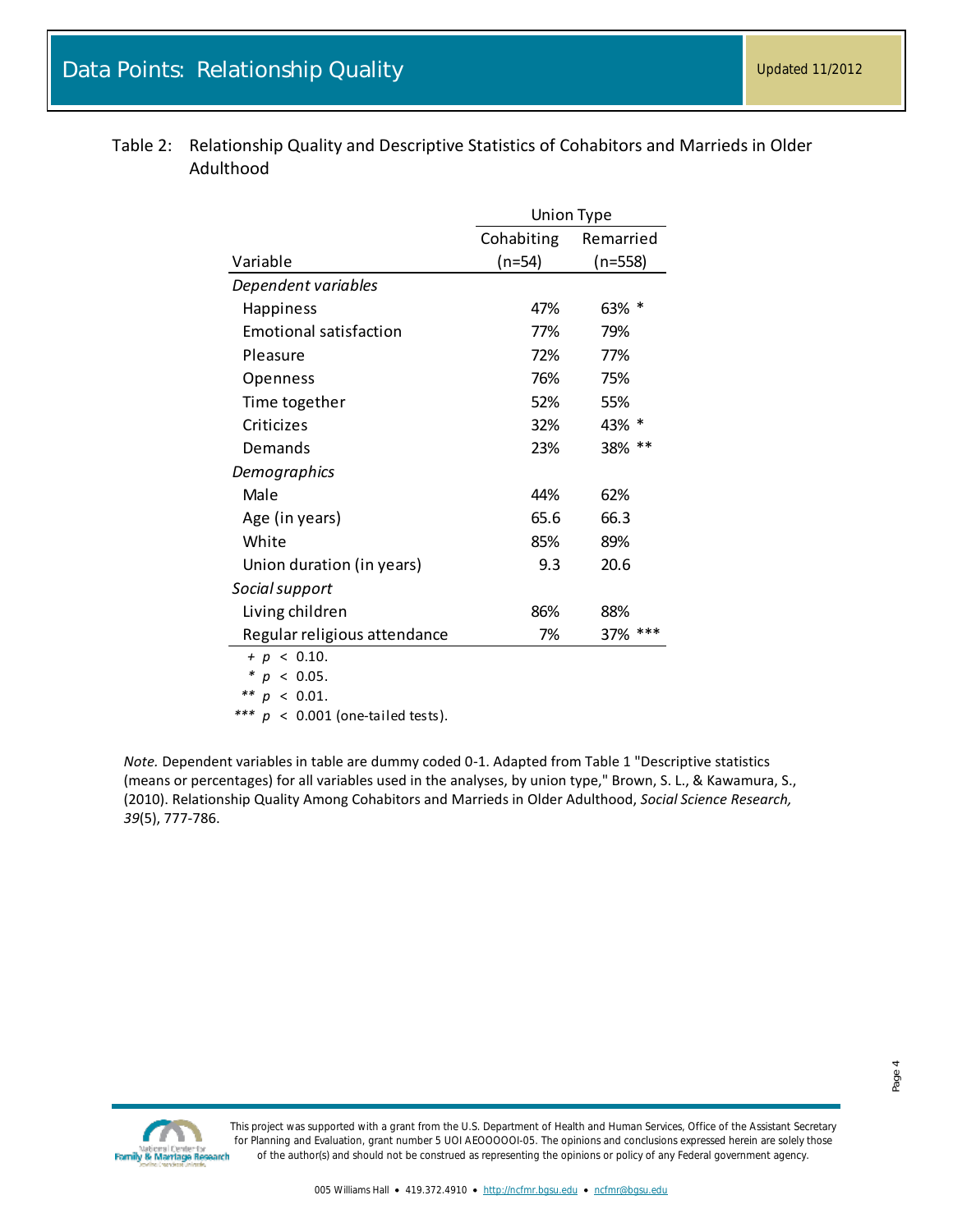Table 2: Relationship Quality and Descriptive Statistics of Cohabitors and Marrieds in Older Adulthood

| Variable | Union Type: Cohabiting (n=54) | Union Type: Remarried (n=558) |
|---|---|---|
| *Dependent variables* | | |
| Happiness | 47% | 63% * |
| Emotional satisfaction | 77% | 79% |
| Pleasure | 72% | 77% |
| Openness | 76% | 75% |
| Time together | 52% | 55% |
| Criticizes | 32% | 43% * |
| Demands | 23% | 38% ** |
| *Demographics* | | |
| Male | 44% | 62% |
| Age (in years) | 65.6 | 66.3 |
| White | 85% | 89% |
| Union duration (in years) | 9.3 | 20.6 |
| *Social support* | | |
| Living children | 86% | 88% |
| Regular religious attendance | 7% | 37% *** |

+ $p < 0.10$.
* $p < 0.05$.
** $p < 0.01$.
*** $p < 0.001$ (one-tailed tests).

*Note.* Dependent variables in table are dummy coded 0-1. Adapted from Table 1 "Descriptive statistics (means or percentages) for all variables used in the analyses, by union type," Brown, S. L., & Kawamura, S., (2010). Relationship Quality Among Cohabitors and Marrieds in Older Adulthood, *Social Science Research, 39*(5), 777-786.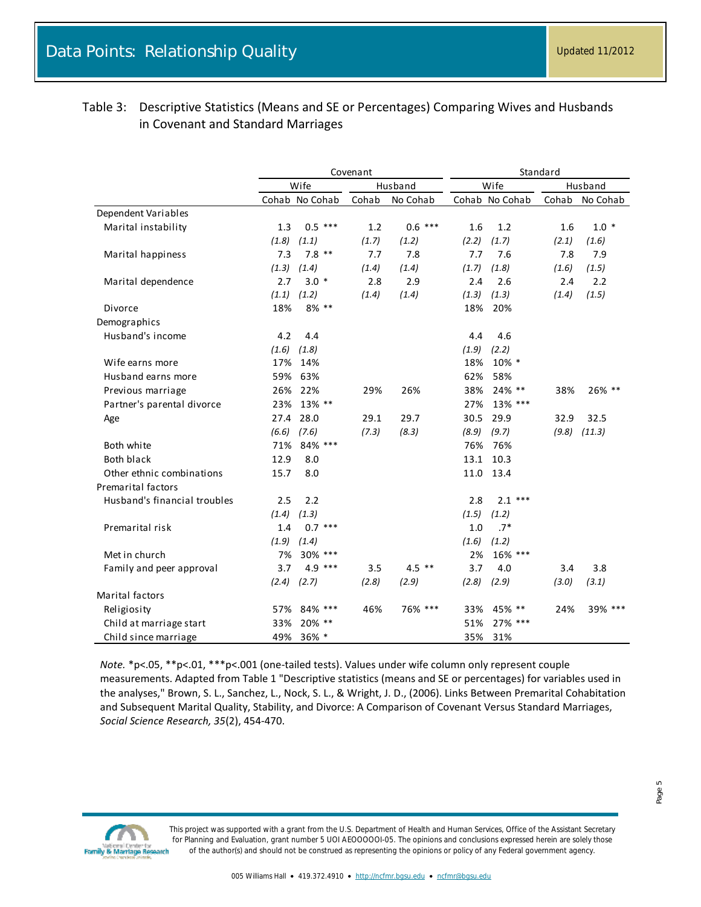# Data Points: Relationship Quality

Updated 11/2012

Table 3: Descriptive Statistics (Means and SE or Percentages) Comparing Wives and Husbands in Covenant and Standard Marriages

| | Covenant | | | | Standard | | | |
|---|---|---|---|---|---|---|---|---|
| | Wife | | Husband | | Wife | | Husband | |
| | Cohab | No Cohab | Cohab | No Cohab | Cohab | No Cohab | Cohab | No Cohab |
| Dependent Variables | | | | | | | | |
| Marital instability | 1.3 | 0.5 *** | 1.2 | 0.6 *** | 1.6 | 1.2 | 1.6 | 1.0 * |
| | *(1.8)* | *(1.1)* | *(1.7)* | *(1.2)* | *(2.2)* | *(1.7)* | *(2.1)* | *(1.6)* |
| Marital happiness | 7.3 | 7.8 ** | 7.7 | 7.8 | 7.7 | 7.6 | 7.8 | 7.9 |
| | *(1.3)* | *(1.4)* | *(1.4)* | *(1.4)* | *(1.7)* | *(1.8)* | *(1.6)* | *(1.5)* |
| Marital dependence | 2.7 | 3.0 * | 2.8 | 2.9 | 2.4 | 2.6 | 2.4 | 2.2 |
| | *(1.1)* | *(1.2)* | *(1.4)* | *(1.4)* | *(1.3)* | *(1.3)* | *(1.4)* | *(1.5)* |
| Divorce | 18% | 8% ** | | | 18% | 20% | | |
| Demographics | | | | | | | | |
| Husband's income | 4.2 | 4.4 | | | 4.4 | 4.6 | | |
| | *(1.6)* | *(1.8)* | | | *(1.9)* | *(2.2)* | | |
| Wife earns more | 17% | 14% | | | 18% | 10% * | | |
| Husband earns more | 59% | 63% | | | 62% | 58% | | |
| Previous marriage | 26% | 22% | 29% | 26% | 38% | 24% ** | 38% | 26% ** |
| Partner's parental divorce | 23% | 13% ** | | | 27% | 13% *** | | |
| Age | 27.4 | 28.0 | 29.1 | 29.7 | 30.5 | 29.9 | 32.9 | 32.5 |
| | *(6.6)* | *(7.6)* | *(7.3)* | *(8.3)* | *(8.9)* | *(9.7)* | *(9.8)* | *(11.3)* |
| Both white | 71% | 84% *** | | | 76% | 76% | | |
| Both black | 12.9 | 8.0 | | | 13.1 | 10.3 | | |
| Other ethnic combinations | 15.7 | 8.0 | | | 11.0 | 13.4 | | |
| Premarital factors | | | | | | | | |
| Husband's financial troubles | 2.5 | 2.2 | | | 2.8 | 2.1 *** | | |
| | *(1.4)* | *(1.3)* | | | *(1.5)* | *(1.2)* | | |
| Premarital risk | 1.4 | 0.7 *** | | | 1.0 | .7* | | |
| | *(1.9)* | *(1.4)* | | | *(1.6)* | *(1.2)* | | |
| Met in church | 7% | 30% *** | | | 2% | 16% *** | | |
| Family and peer approval | 3.7 | 4.9 *** | 3.5 | 4.5 ** | 3.7 | 4.0 | 3.4 | 3.8 |
| | *(2.4)* | *(2.7)* | *(2.8)* | *(2.9)* | *(2.8)* | *(2.9)* | *(3.0)* | *(3.1)* |
| Marital factors | | | | | | | | |
| Religiosity | 57% | 84% *** | 46% | 76% *** | 33% | 45% ** | 24% | 39% *** |
| Child at marriage start | 33% | 20% ** | | | 51% | 27% *** | | |
| Child since marriage | 49% | 36% * | | | 35% | 31% | | |

*Note.* *p<.05, **p<.01, ***p<.001 (one-tailed tests). Values under wife column only represent couple measurements. Adapted from Table 1 "Descriptive statistics (means and SE or percentages) for variables used in the analyses," Brown, S. L., Sanchez, L., Nock, S. L., & Wright, J. D., (2006). Links Between Premarital Cohabitation and Subsequent Marital Quality, Stability, and Divorce: A Comparison of Covenant Versus Standard Marriages, *Social Science Research, 35*(2), 454-470.

This project was supported with a grant from the U.S. Department of Health and Human Services, Office of the Assistant Secretary for Planning and Evaluation, grant number 5 UOI AEOOOOOI-05. The opinions and conclusions expressed herein are solely those of the author(s) and should not be construed as representing the opinions or policy of any Federal government agency.

005 Williams Hall • 419.372.4910 • http://ncfmr.bgsu.edu • ncfmr@bgsu.edu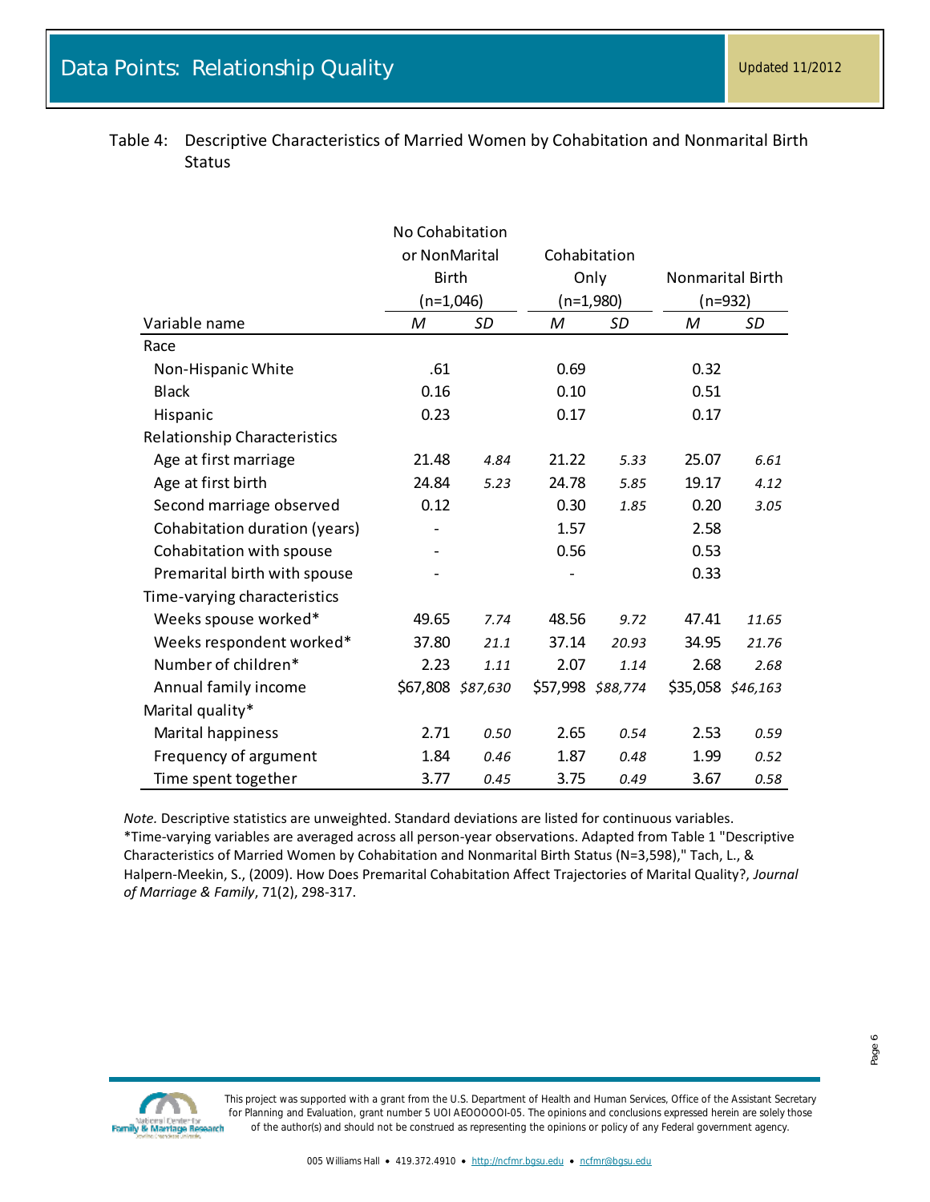Table 4: Descriptive Characteristics of Married Women by Cohabitation and Nonmarital Birth Status

| | No Cohabitation or NonMarital Birth (n=1,046) | | Cohabitation Only (n=1,980) | | Nonmarital Birth (n=932) | |
|---|---|---|---|---|---|---|
| Variable name | *M* | *SD* | *M* | *SD* | *M* | *SD* |
| Race | | | | | | |
| Non-Hispanic White | .61 | | 0.69 | | 0.32 | |
| Black | 0.16 | | 0.10 | | 0.51 | |
| Hispanic | 0.23 | | 0.17 | | 0.17 | |
| Relationship Characteristics | | | | | | |
| Age at first marriage | 21.48 | *4.84* | 21.22 | *5.33* | 25.07 | *6.61* |
| Age at first birth | 24.84 | *5.23* | 24.78 | *5.85* | 19.17 | *4.12* |
| Second marriage observed | 0.12 | | 0.30 | *1.85* | 0.20 | *3.05* |
| Cohabitation duration (years) | - | | 1.57 | | 2.58 | |
| Cohabitation with spouse | - | | 0.56 | | 0.53 | |
| Premarital birth with spouse | - | | - | | 0.33 | |
| Time-varying characteristics | | | | | | |
| Weeks spouse worked* | 49.65 | *7.74* | 48.56 | *9.72* | 47.41 | *11.65* |
| Weeks respondent worked* | 37.80 | *21.1* | 37.14 | *20.93* | 34.95 | *21.76* |
| Number of children* | 2.23 | *1.11* | 2.07 | *1.14* | 2.68 | *2.68* |
| Annual family income | $67,808 | *$87,630* | $57,998 | *$88,774* | $35,058 | *$46,163* |
| Marital quality* | | | | | | |
| Marital happiness | 2.71 | *0.50* | 2.65 | *0.54* | 2.53 | *0.59* |
| Frequency of argument | 1.84 | *0.46* | 1.87 | *0.48* | 1.99 | *0.52* |
| Time spent together | 3.77 | *0.45* | 3.75 | *0.49* | 3.67 | *0.58* |

*Note.* Descriptive statistics are unweighted. Standard deviations are listed for continuous variables. *Time-varying variables are averaged across all person-year observations. Adapted from Table 1 "Descriptive Characteristics of Married Women by Cohabitation and Nonmarital Birth Status (N=3,598)," Tach, L., & Halpern-Meekin, S., (2009). How Does Premarital Cohabitation Affect Trajectories of Marital Quality?, *Journal of Marriage & Family*, 71(2), 298-317.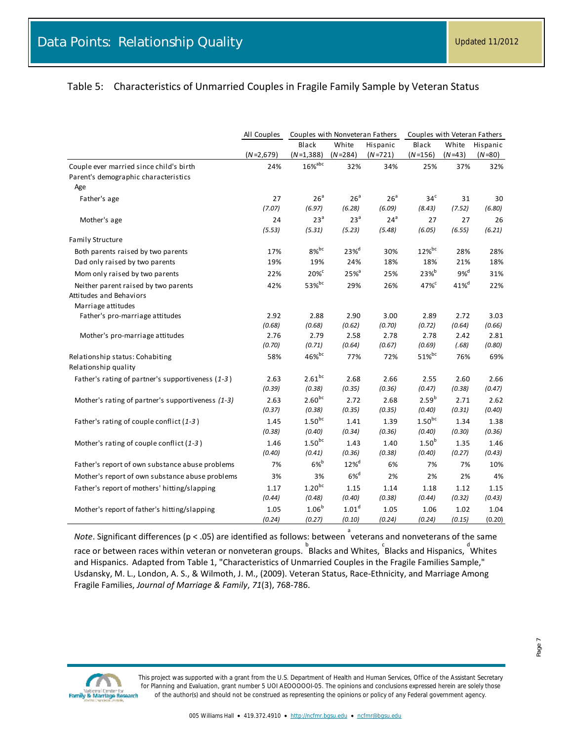# Data Points: Relationship Quality

Updated 11/2012

## Table 5: Characteristics of Unmarried Couples in Fragile Family Sample by Veteran Status

| | All Couples | Couples with Nonveteran Fathers | | | Couples with Veteran Fathers | | |
|---|---|---|---|---|---|---|---|
| | | Black | White | Hispanic | Black | White | Hispanic |
| | (*N*=2,679) | (*N*=1,388) | (*N*=284) | (*N*=721) | (*N*=156) | (*N*=43) | (*N*=80) |
| Couple ever married since child's birth | 24% | 16%[abc] | 32% | 34% | 25% | 37% | 32% |
| Parent's demographic characteristics | | | | | | | |
| Age | | | | | | | |
| Father's age | 27 | 26[a] | 26[a] | 26[a] | 34[c] | 31 | 30 |
| | *(7.07)* | *(6.97)* | *(6.28)* | *(6.09)* | *(8.43)* | *(7.52)* | *(6.80)* |
| Mother's age | 24 | 23[a] | 23[a] | 24[a] | 27 | 27 | 26 |
| | *(5.53)* | *(5.31)* | *(5.23)* | *(5.48)* | *(6.05)* | *(6.55)* | *(6.21)* |
| Family Structure | | | | | | | |
| Both parents raised by two parents | 17% | 8%[bc] | 23%[d] | 30% | 12%[bc] | 28% | 28% |
| Dad only raised by two parents | 19% | 19% | 24% | 18% | 18% | 21% | 18% |
| Mom only raised by two parents | 22% | 20%[c] | 25%[a] | 25% | 23%[b] | 9%[d] | 31% |
| Neither parent raised by two parents | 42% | 53%[bc] | 29% | 26% | 47%[c] | 41%[d] | 22% |
| Attitudes and Behaviors | | | | | | | |
| Marriage attitudes | | | | | | | |
| Father's pro-marriage attitudes | 2.92 | 2.88 | 2.90 | 3.00 | 2.89 | 2.72 | 3.03 |
| | *(0.68)* | *(0.68)* | *(0.62)* | *(0.70)* | *(0.72)* | *(0.64)* | *(0.66)* |
| Mother's pro-marriage attitudes | 2.76 | 2.79 | 2.58 | 2.78 | 2.78 | 2.42 | 2.81 |
| | *(0.70)* | *(0.71)* | *(0.64)* | *(0.67)* | *(0.69)* | *(.68)* | *(0.80)* |
| Relationship status: Cohabiting | 58% | 46%[bc] | 77% | 72% | 51%[bc] | 76% | 69% |
| Relationship quality | | | | | | | |
| Father's rating of partner's supportiveness (*1-3*) | 2.63 | 2.61[bc] | 2.68 | 2.66 | 2.55 | 2.60 | 2.66 |
| | *(0.39)* | *(0.38)* | *(0.35)* | *(0.36)* | *(0.47)* | *(0.38)* | *(0.47)* |
| Mother's rating of partner's supportiveness *(1-3)* | 2.63 | 2.60[bc] | 2.72 | 2.68 | 2.59[b] | 2.71 | 2.62 |
| | *(0.37)* | *(0.38)* | *(0.35)* | *(0.35)* | *(0.40)* | *(0.31)* | *(0.40)* |
| Father's rating of couple conflict (*1-3*) | 1.45 | 1.50[bc] | 1.41 | 1.39 | 1.50[bc] | 1.34 | 1.38 |
| | *(0.38)* | *(0.40)* | *(0.34)* | *(0.36)* | *(0.40)* | *(0.30)* | *(0.36)* |
| Mother's rating of couple conflict (*1-3*) | 1.46 | 1.50[bc] | 1.43 | 1.40 | 1.50[b] | 1.35 | 1.46 |
| | *(0.40)* | *(0.41)* | *(0.36)* | *(0.38)* | *(0.40)* | *(0.27)* | *(0.43)* |
| Father's report of own substance abuse problems | 7% | 6%[b] | 12%[d] | 6% | 7% | 7% | 10% |
| Mother's report of own substance abuse problems | 3% | 3% | 6%[d] | 2% | 2% | 2% | 4% |
| Father's report of mothers' hitting/slapping | 1.17 | 1.20[bc] | 1.15 | 1.14 | 1.18 | 1.12 | 1.15 |
| | *(0.44)* | *(0.48)* | *(0.40)* | *(0.38)* | *(0.44)* | *(0.32)* | *(0.43)* |
| Mother's report of father's hitting/slapping | 1.05 | 1.06[b] | 1.01[d] | 1.05 | 1.06 | 1.02 | 1.04 |
| | *(0.24)* | *(0.27)* | *(0.10)* | *(0.24)* | *(0.24)* | *(0.15)* | (0.20) |

*Note*. Significant differences ($p < .05$) are identified as follows: between [a] veterans and nonveterans of the same race or between races within veteran or nonveteran groups. [b] Blacks and Whites, [c] Blacks and Hispanics, [d] Whites and Hispanics. Adapted from Table 1, "Characteristics of Unmarried Couples in the Fragile Families Sample," Usdansky, M. L., London, A. S., & Wilmoth, J. M., (2009). Veteran Status, Race-Ethnicity, and Marriage Among Fragile Families, *Journal of Marriage & Family*, *71*(3), 768-786.

This project was supported with a grant from the U.S. Department of Health and Human Services, Office of the Assistant Secretary for Planning and Evaluation, grant number 5 UOI AEOOOOOI-05. The opinions and conclusions expressed herein are solely those of the author(s) and should not be construed as representing the opinions or policy of any Federal government agency.

005 Williams Hall • 419.372.4910 • http://ncfmr.bgsu.edu • ncfmr@bgsu.edu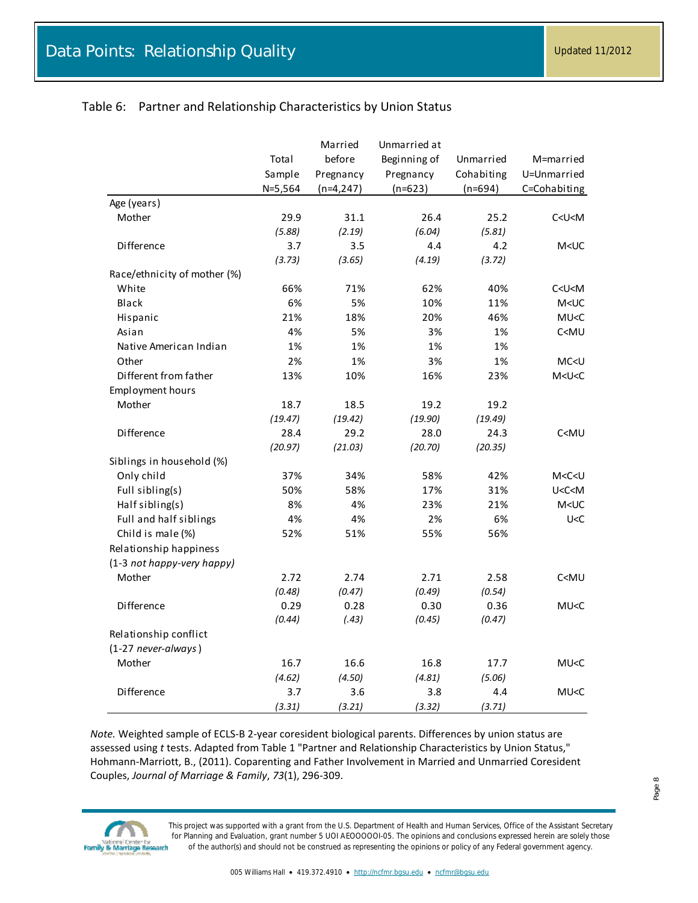# Data Points: Relationship Quality

Updated 11/2012

Table 6: Partner and Relationship Characteristics by Union Status

| | Total Sample N=5,564 | Married before Pregnancy (n=4,247) | Unmarried at Beginning of Pregnancy (n=623) | Unmarried Cohabiting (n=694) | M=married U=Unmarried C=Cohabiting |
|---|---|---|---|---|---|
| Age (years) | | | | | |
| Mother | 29.9 | 31.1 | 26.4 | 25.2 | C<U<M |
| | *(5.88)* | *(2.19)* | *(6.04)* | *(5.81)* | |
| Difference | 3.7 | 3.5 | 4.4 | 4.2 | M<UC |
| | *(3.73)* | *(3.65)* | *(4.19)* | *(3.72)* | |
| Race/ethnicity of mother (%) | | | | | |
| White | 66% | 71% | 62% | 40% | C<U<M |
| Black | 6% | 5% | 10% | 11% | M<UC |
| Hispanic | 21% | 18% | 20% | 46% | MU<C |
| Asian | 4% | 5% | 3% | 1% | C<MU |
| Native American Indian | 1% | 1% | 1% | 1% | |
| Other | 2% | 1% | 3% | 1% | MC<U |
| Different from father | 13% | 10% | 16% | 23% | M<U<C |
| Employment hours | | | | | |
| Mother | 18.7 | 18.5 | 19.2 | 19.2 | |
| | *(19.47)* | *(19.42)* | *(19.90)* | *(19.49)* | |
| Difference | 28.4 | 29.2 | 28.0 | 24.3 | C<MU |
| | *(20.97)* | *(21.03)* | *(20.70)* | *(20.35)* | |
| Siblings in household (%) | | | | | |
| Only child | 37% | 34% | 58% | 42% | M<C<U |
| Full sibling(s) | 50% | 58% | 17% | 31% | U<C<M |
| Half sibling(s) | 8% | 4% | 23% | 21% | M<UC |
| Full and half siblings | 4% | 4% | 2% | 6% | U<C |
| Child is male (%) | 52% | 51% | 55% | 56% | |
| Relationship happiness (1-3 *not happy-very happy*) | | | | | |
| Mother | 2.72 | 2.74 | 2.71 | 2.58 | C<MU |
| | *(0.48)* | *(0.47)* | *(0.49)* | *(0.54)* | |
| Difference | 0.29 | 0.28 | 0.30 | 0.36 | MU<C |
| | *(0.44)* | *(.43)* | *(0.45)* | *(0.47)* | |
| Relationship conflict (1-27 *never-always*) | | | | | |
| Mother | 16.7 | 16.6 | 16.8 | 17.7 | MU<C |
| | *(4.62)* | *(4.50)* | *(4.81)* | *(5.06)* | |
| Difference | 3.7 | 3.6 | 3.8 | 4.4 | MU<C |
| | *(3.31)* | *(3.21)* | *(3.32)* | *(3.71)* | |

*Note.* Weighted sample of ECLS-B 2-year coresident biological parents. Differences by union status are assessed using *t* tests. Adapted from Table 1 "Partner and Relationship Characteristics by Union Status," Hohmann-Marriott, B., (2011). Coparenting and Father Involvement in Married and Unmarried Coresident Couples, *Journal of Marriage & Family*, *73*(1), 296-309.

This project was supported with a grant from the U.S. Department of Health and Human Services, Office of the Assistant Secretary for Planning and Evaluation, grant number 5 UOI AEOOOOOI-05. The opinions and conclusions expressed herein are solely those of the author(s) and should not be construed as representing the opinions or policy of any Federal government agency.

005 Williams Hall • 419.372.4910 • http://ncfmr.bgsu.edu • ncfmr@bgsu.edu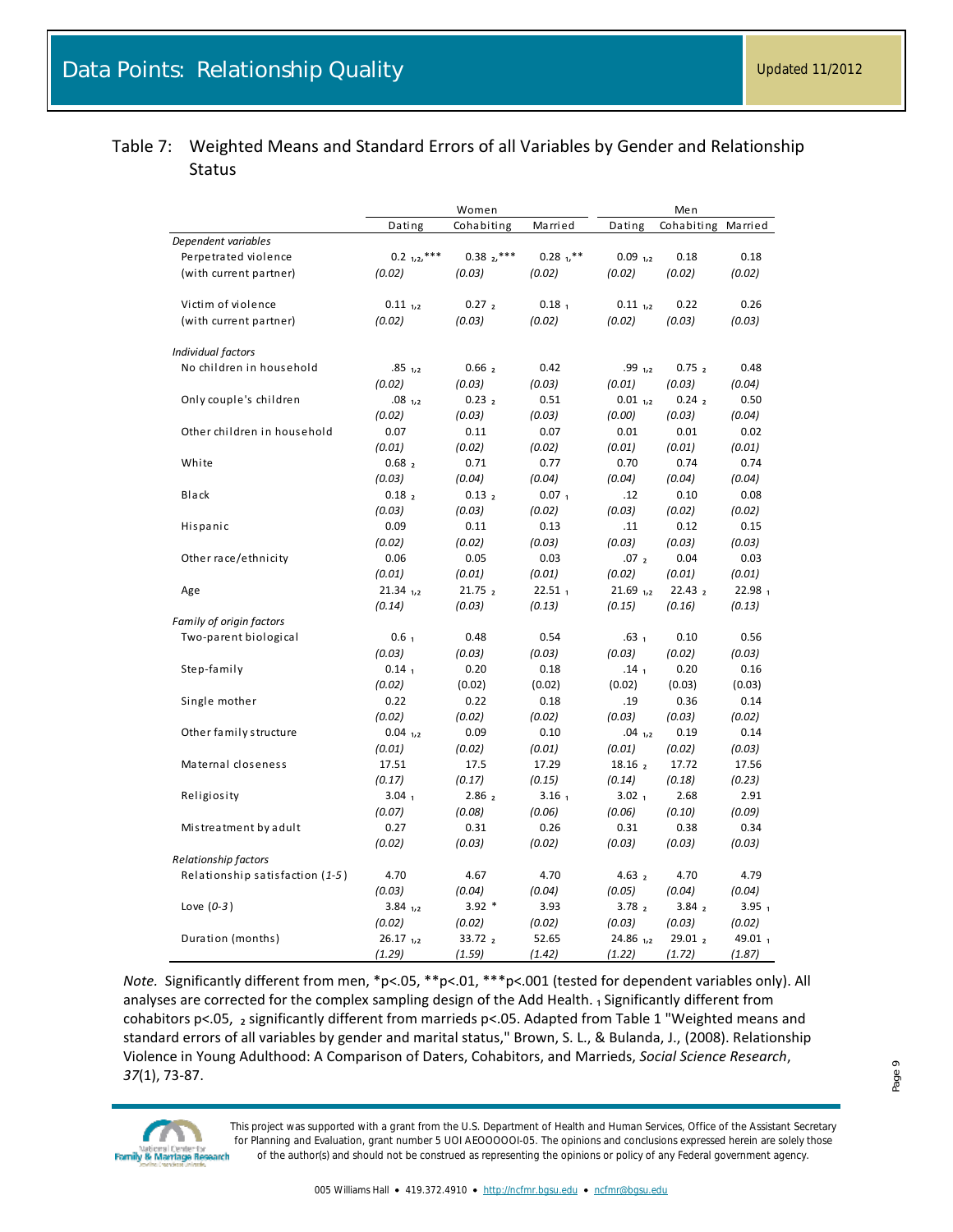# Data Points: Relationship Quality

Updated 11/2012

## Table 7: Weighted Means and Standard Errors of all Variables by Gender and Relationship Status

| | Women | | | Men | | |
|---|---|---|---|---|---|---|
| | Dating | Cohabiting | Married | Dating | Cohabiting | Married |
| *Dependent variables* | | | | | | |
| Perpetrated violence | 0.2 $_{1,2}$,*** | 0.38 $_{2}$,*** | 0.28 $_{1}$,** | 0.09 $_{1,2}$ | 0.18 | 0.18 |
| (with current partner) | *(0.02)* | *(0.03)* | *(0.02)* | *(0.02)* | *(0.02)* | *(0.02)* |
| Victim of violence | 0.11 $_{1,2}$ | 0.27 $_{2}$ | 0.18 $_{1}$ | 0.11 $_{1,2}$ | 0.22 | 0.26 |
| (with current partner) | *(0.02)* | *(0.03)* | *(0.02)* | *(0.02)* | *(0.03)* | *(0.03)* |
| *Individual factors* | | | | | | |
| No children in household | .85 $_{1,2}$ | 0.66 $_{2}$ | 0.42 | .99 $_{1,2}$ | 0.75 $_{2}$ | 0.48 |
| | *(0.02)* | *(0.03)* | *(0.03)* | *(0.01)* | *(0.03)* | *(0.04)* |
| Only couple's children | .08 $_{1,2}$ | 0.23 $_{2}$ | 0.51 | 0.01 $_{1,2}$ | 0.24 $_{2}$ | 0.50 |
| | *(0.02)* | *(0.03)* | *(0.03)* | *(0.00)* | *(0.03)* | *(0.04)* |
| Other children in household | 0.07 | 0.11 | 0.07 | 0.01 | 0.01 | 0.02 |
| | *(0.01)* | *(0.02)* | *(0.02)* | *(0.01)* | *(0.01)* | *(0.01)* |
| White | 0.68 $_{2}$ | 0.71 | 0.77 | 0.70 | 0.74 | 0.74 |
| | *(0.03)* | *(0.04)* | *(0.04)* | *(0.04)* | *(0.04)* | *(0.04)* |
| Black | 0.18 $_{2}$ | 0.13 $_{2}$ | 0.07 $_{1}$ | .12 | 0.10 | 0.08 |
| | *(0.03)* | *(0.03)* | *(0.02)* | *(0.03)* | *(0.02)* | *(0.02)* |
| Hispanic | 0.09 | 0.11 | 0.13 | .11 | 0.12 | 0.15 |
| | *(0.02)* | *(0.02)* | *(0.03)* | *(0.03)* | *(0.03)* | *(0.03)* |
| Other race/ethnicity | 0.06 | 0.05 | 0.03 | .07 $_{2}$ | 0.04 | 0.03 |
| | *(0.01)* | *(0.01)* | *(0.01)* | *(0.02)* | *(0.01)* | *(0.01)* |
| Age | 21.34 $_{1,2}$ | 21.75 $_{2}$ | 22.51 $_{1}$ | 21.69 $_{1,2}$ | 22.43 $_{2}$ | 22.98 $_{1}$ |
| | *(0.14)* | *(0.03)* | *(0.13)* | *(0.15)* | *(0.16)* | *(0.13)* |
| *Family of origin factors* | | | | | | |
| Two-parent biological | 0.6 $_{1}$ | 0.48 | 0.54 | .63 $_{1}$ | 0.10 | 0.56 |
| | *(0.03)* | *(0.03)* | *(0.03)* | *(0.03)* | *(0.02)* | *(0.03)* |
| Step-family | 0.14 $_{1}$ | 0.20 | 0.18 | .14 $_{1}$ | 0.20 | 0.16 |
| | *(0.02)* | (0.02) | (0.02) | (0.02) | (0.03) | (0.03) |
| Single mother | 0.22 | 0.22 | 0.18 | .19 | 0.36 | 0.14 |
| | *(0.02)* | *(0.02)* | *(0.02)* | *(0.03)* | *(0.03)* | *(0.02)* |
| Other family structure | 0.04 $_{1,2}$ | 0.09 | 0.10 | .04 $_{1,2}$ | 0.19 | 0.14 |
| | *(0.01)* | *(0.02)* | *(0.01)* | *(0.01)* | *(0.02)* | *(0.03)* |
| Maternal closeness | 17.51 | 17.5 | 17.29 | 18.16 $_{2}$ | 17.72 | 17.56 |
| | *(0.17)* | *(0.17)* | *(0.15)* | *(0.14)* | *(0.18)* | *(0.23)* |
| Religiosity | 3.04 $_{1}$ | 2.86 $_{2}$ | 3.16 $_{1}$ | 3.02 $_{1}$ | 2.68 | 2.91 |
| | *(0.07)* | *(0.08)* | *(0.06)* | *(0.06)* | *(0.10)* | *(0.09)* |
| Mistreatment by adult | 0.27 | 0.31 | 0.26 | 0.31 | 0.38 | 0.34 |
| | *(0.02)* | *(0.03)* | *(0.02)* | *(0.03)* | *(0.03)* | *(0.03)* |
| *Relationship factors* | | | | | | |
| Relationship satisfaction (*1-5*) | 4.70 | 4.67 | 4.70 | 4.63 $_{2}$ | 4.70 | 4.79 |
| | *(0.03)* | *(0.04)* | *(0.04)* | *(0.05)* | *(0.04)* | *(0.04)* |
| Love (*0-3*) | 3.84 $_{1,2}$ | 3.92 * | 3.93 | 3.78 $_{2}$ | 3.84 $_{2}$ | 3.95 $_{1}$ |
| | *(0.02)* | *(0.02)* | *(0.02)* | *(0.03)* | *(0.03)* | *(0.02)* |
| Duration (months) | 26.17 $_{1,2}$ | 33.72 $_{2}$ | 52.65 | 24.86 $_{1,2}$ | 29.01 $_{2}$ | 49.01 $_{1}$ |
| | *(1.29)* | *(1.59)* | *(1.42)* | *(1.22)* | *(1.72)* | *(1.87)* |

*Note*. Significantly different from men, \*p<.05, \*\*p<.01, \*\*\*p<.001 (tested for dependent variables only). All analyses are corrected for the complex sampling design of the Add Health. $_{1}$ Significantly different from cohabitors p<.05, $_{2}$ significantly different from marrieds p<.05. Adapted from Table 1 "Weighted means and standard errors of all variables by gender and marital status," Brown, S. L., & Bulanda, J., (2008). Relationship Violence in Young Adulthood: A Comparison of Daters, Cohabitors, and Marrieds, *Social Science Research*, *37*(1), 73-87.

This project was supported with a grant from the U.S. Department of Health and Human Services, Office of the Assistant Secretary for Planning and Evaluation, grant number 5 UOI AEOOOOOI-05. The opinions and conclusions expressed herein are solely those of the author(s) and should not be construed as representing the opinions or policy of any Federal government agency.

005 Williams Hall • 419.372.4910 • http://ncfmr.bgsu.edu • ncfmr@bgsu.edu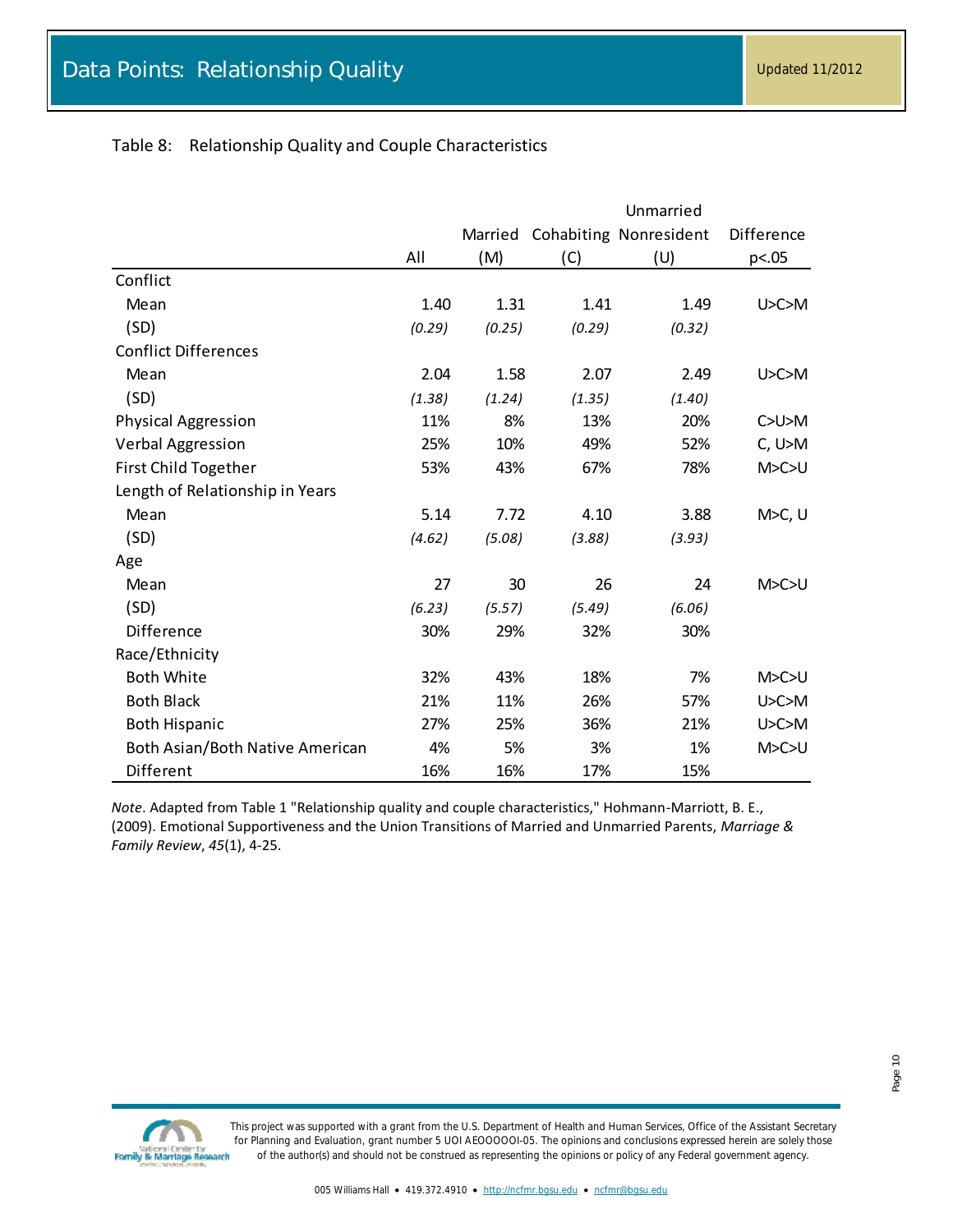# Data Points: Relationship Quality

Updated 11/2012

Table 8: Relationship Quality and Couple Characteristics

| | All | Married (M) | Cohabiting (C) | Unmarried Nonresident (U) | Difference p<.05 |
|---|---|---|---|---|---|
| Conflict | | | | | |
| Mean | 1.40 | 1.31 | 1.41 | 1.49 | U>C>M |
| (SD) | *(0.29)* | *(0.25)* | *(0.29)* | *(0.32)* | |
| Conflict Differences | | | | | |
| Mean | 2.04 | 1.58 | 2.07 | 2.49 | U>C>M |
| (SD) | *(1.38)* | *(1.24)* | *(1.35)* | *(1.40)* | |
| Physical Aggression | 11% | 8% | 13% | 20% | C>U>M |
| Verbal Aggression | 25% | 10% | 49% | 52% | C, U>M |
| First Child Together | 53% | 43% | 67% | 78% | M>C>U |
| Length of Relationship in Years | | | | | |
| Mean | 5.14 | 7.72 | 4.10 | 3.88 | M>C, U |
| (SD) | *(4.62)* | *(5.08)* | *(3.88)* | *(3.93)* | |
| Age | | | | | |
| Mean | 27 | 30 | 26 | 24 | M>C>U |
| (SD) | *(6.23)* | *(5.57)* | *(5.49)* | *(6.06)* | |
| Difference | 30% | 29% | 32% | 30% | |
| Race/Ethnicity | | | | | |
| Both White | 32% | 43% | 18% | 7% | M>C>U |
| Both Black | 21% | 11% | 26% | 57% | U>C>M |
| Both Hispanic | 27% | 25% | 36% | 21% | U>C>M |
| Both Asian/Both Native American | 4% | 5% | 3% | 1% | M>C>U |
| Different | 16% | 16% | 17% | 15% | |

*Note*. Adapted from Table 1 "Relationship quality and couple characteristics," Hohmann-Marriott, B. E., (2009). Emotional Supportiveness and the Union Transitions of Married and Unmarried Parents, *Marriage & Family Review*, *45*(1), 4-25.

This project was supported with a grant from the U.S. Department of Health and Human Services, Office of the Assistant Secretary for Planning and Evaluation, grant number 5 UOI AEOOOOOI-05. The opinions and conclusions expressed herein are solely those of the author(s) and should not be construed as representing the opinions or policy of any Federal government agency.

005 Williams Hall • 419.372.4910 • http://ncfmr.bgsu.edu • ncfmr@bgsu.edu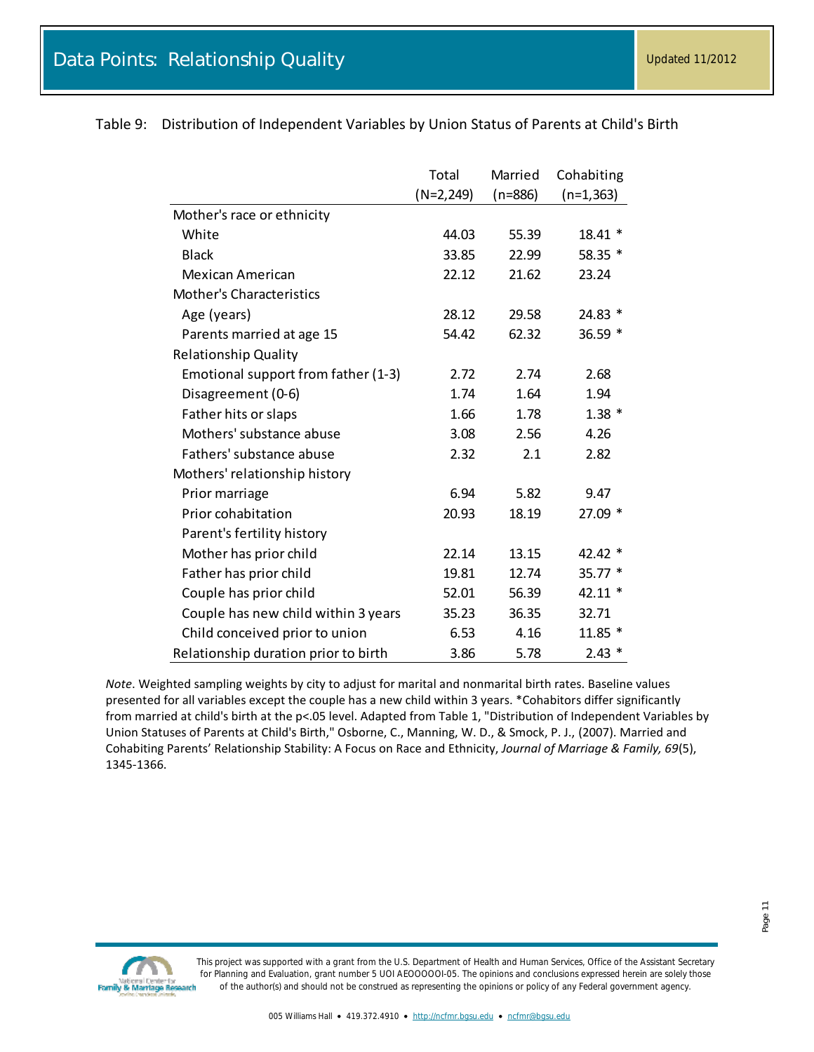# Data Points: Relationship Quality

Updated 11/2012

Table 9: Distribution of Independent Variables by Union Status of Parents at Child's Birth

| | Total (N=2,249) | Married (n=886) | Cohabiting (n=1,363) |
|---|---|---|---|
| Mother's race or ethnicity | | | |
| White | 44.03 | 55.39 | 18.41 * |
| Black | 33.85 | 22.99 | 58.35 * |
| Mexican American | 22.12 | 21.62 | 23.24 |
| Mother's Characteristics | | | |
| Age (years) | 28.12 | 29.58 | 24.83 * |
| Parents married at age 15 | 54.42 | 62.32 | 36.59 * |
| Relationship Quality | | | |
| Emotional support from father (1-3) | 2.72 | 2.74 | 2.68 |
| Disagreement (0-6) | 1.74 | 1.64 | 1.94 |
| Father hits or slaps | 1.66 | 1.78 | 1.38 * |
| Mothers' substance abuse | 3.08 | 2.56 | 4.26 |
| Fathers' substance abuse | 2.32 | 2.1 | 2.82 |
| Mothers' relationship history | | | |
| Prior marriage | 6.94 | 5.82 | 9.47 |
| Prior cohabitation | 20.93 | 18.19 | 27.09 * |
| Parent's fertility history | | | |
| Mother has prior child | 22.14 | 13.15 | 42.42 * |
| Father has prior child | 19.81 | 12.74 | 35.77 * |
| Couple has prior child | 52.01 | 56.39 | 42.11 * |
| Couple has new child within 3 years | 35.23 | 36.35 | 32.71 |
| Child conceived prior to union | 6.53 | 4.16 | 11.85 * |
| Relationship duration prior to birth | 3.86 | 5.78 | 2.43 * |

*Note*. Weighted sampling weights by city to adjust for marital and nonmarital birth rates. Baseline values presented for all variables except the couple has a new child within 3 years. *Cohabitors differ significantly from married at child's birth at the p<.05 level. Adapted from Table 1, "Distribution of Independent Variables by Union Statuses of Parents at Child's Birth," Osborne, C., Manning, W. D., & Smock, P. J., (2007). Married and Cohabiting Parents' Relationship Stability: A Focus on Race and Ethnicity, *Journal of Marriage & Family, 69*(5), 1345-1366.

This project was supported with a grant from the U.S. Department of Health and Human Services, Office of the Assistant Secretary for Planning and Evaluation, grant number 5 UOI AEOOOOOI-05. The opinions and conclusions expressed herein are solely those of the author(s) and should not be construed as representing the opinions or policy of any Federal government agency.

005 Williams Hall • 419.372.4910 • http://ncfmr.bgsu.edu • ncfmr@bgsu.edu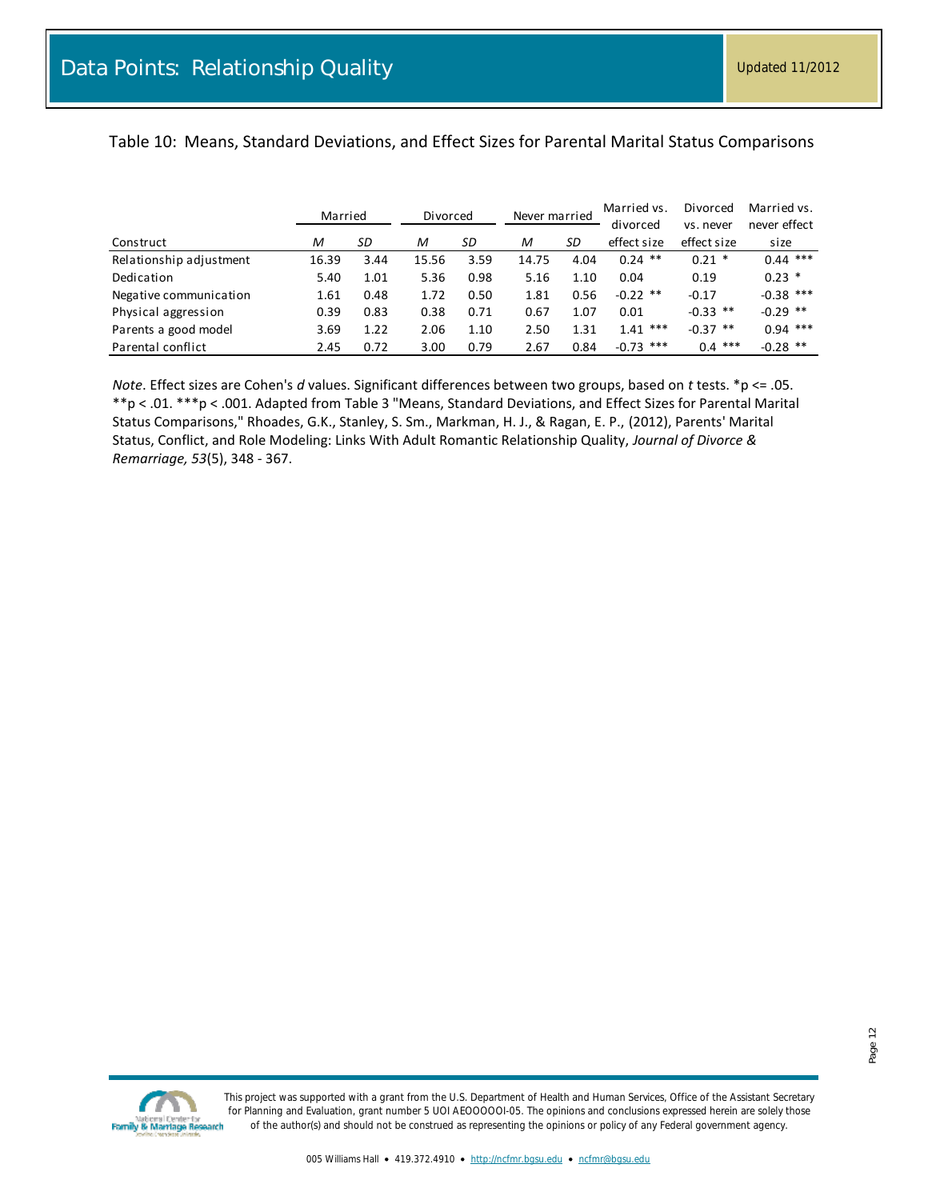# Data Points: Relationship Quality

Updated 11/2012

Table 10: Means, Standard Deviations, and Effect Sizes for Parental Marital Status Comparisons

| | Married | | Divorced | | Never married | | Married vs. divorced | Divorced vs. never | Married vs. never effect |
|---|---|---|---|---|---|---|---|---|---|
| Construct | *M* | *SD* | *M* | *SD* | *M* | *SD* | effect size | effect size | size |
| Relationship adjustment | 16.39 | 3.44 | 15.56 | 3.59 | 14.75 | 4.04 | 0.24 ** | 0.21 * | 0.44 *** |
| Dedication | 5.40 | 1.01 | 5.36 | 0.98 | 5.16 | 1.10 | 0.04 | 0.19 | 0.23 * |
| Negative communication | 1.61 | 0.48 | 1.72 | 0.50 | 1.81 | 0.56 | -0.22 ** | -0.17 | -0.38 *** |
| Physical aggression | 0.39 | 0.83 | 0.38 | 0.71 | 0.67 | 1.07 | 0.01 | -0.33 ** | -0.29 ** |
| Parents a good model | 3.69 | 1.22 | 2.06 | 1.10 | 2.50 | 1.31 | 1.41 *** | -0.37 ** | 0.94 *** |
| Parental conflict | 2.45 | 0.72 | 3.00 | 0.79 | 2.67 | 0.84 | -0.73 *** | 0.4 *** | -0.28 ** |

*Note*. Effect sizes are Cohen's *d* values. Significant differences between two groups, based on *t* tests. *p <= .05. **p < .01. ***p < .001. Adapted from Table 3 "Means, Standard Deviations, and Effect Sizes for Parental Marital Status Comparisons," Rhoades, G.K., Stanley, S. Sm., Markman, H. J., & Ragan, E. P., (2012), Parents' Marital Status, Conflict, and Role Modeling: Links With Adult Romantic Relationship Quality, *Journal of Divorce & Remarriage, 53*(5), 348 - 367.

This project was supported with a grant from the U.S. Department of Health and Human Services, Office of the Assistant Secretary for Planning and Evaluation, grant number 5 UOI AEOOOOOI-05. The opinions and conclusions expressed herein are solely those of the author(s) and should not be construed as representing the opinions or policy of any Federal government agency.

005 Williams Hall • 419.372.4910 • http://ncfmr.bgsu.edu • ncfmr@bgsu.edu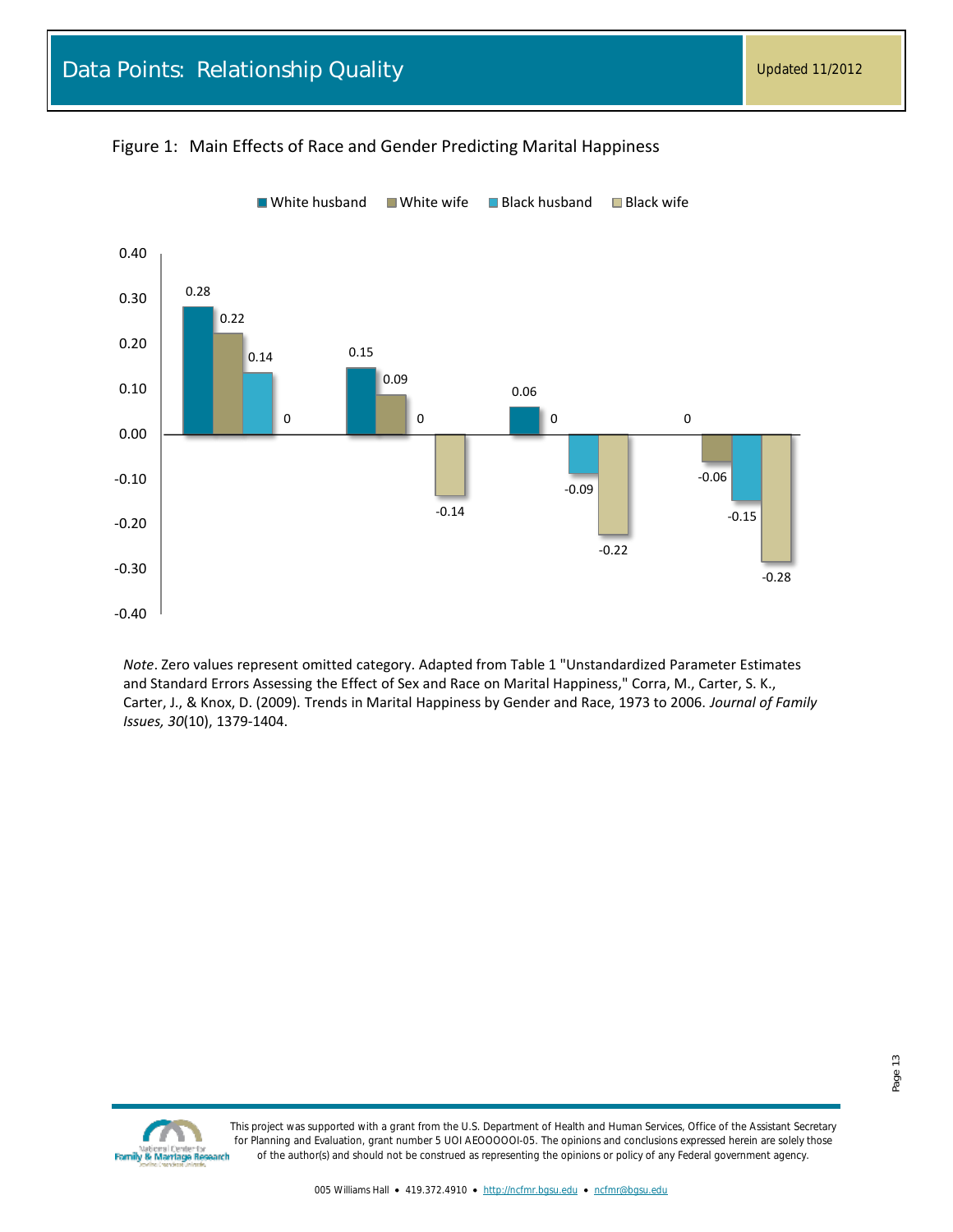# Data Points: Relationship Quality

Updated 11/2012

Figure 1: Main Effects of Race and Gender Predicting Marital Happiness

| | White husband | White wife | Black husband | Black wife |
|---|---|---|---|---|
| Group 1 | 0.28 | 0.22 | 0.14 | 0 |
| Group 2 | 0.15 | 0.09 | 0 | -0.14 |
| Group 3 | 0.06 | 0 | -0.09 | -0.22 |
| Group 4 | 0 | -0.06 | -0.15 | -0.28 |

*Note*. Zero values represent omitted category. Adapted from Table 1 "Unstandardized Parameter Estimates and Standard Errors Assessing the Effect of Sex and Race on Marital Happiness," Corra, M., Carter, S. K., Carter, J., & Knox, D. (2009). Trends in Marital Happiness by Gender and Race, 1973 to 2006. *Journal of Family Issues, 30*(10), 1379-1404.

This project was supported with a grant from the U.S. Department of Health and Human Services, Office of the Assistant Secretary for Planning and Evaluation, grant number 5 UOI AEOOOOOI-05. The opinions and conclusions expressed herein are solely those of the author(s) and should not be construed as representing the opinions or policy of any Federal government agency.

005 Williams Hall • 419.372.4910 • http://ncfmr.bgsu.edu • ncfmr@bgsu.edu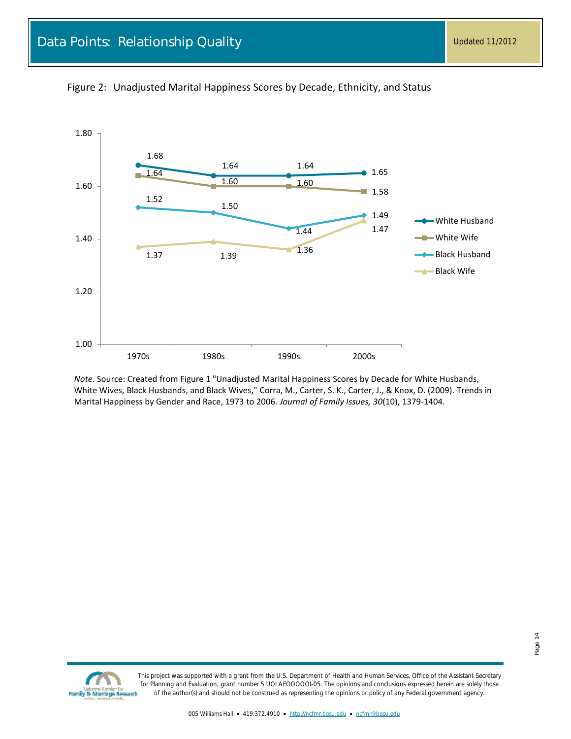Figure 2: Unadjusted Marital Happiness Scores by Decade, Ethnicity, and Status

| | 1970s | 1980s | 1990s | 2000s |
|---|---|---|---|---|
| White Husband | 1.68 | 1.64 | 1.64 | 1.65 |
| White Wife | 1.64 | 1.60 | 1.60 | 1.58 |
| Black Husband | 1.52 | 1.50 | 1.44 | 1.49 |
| Black Wife | 1.37 | 1.39 | 1.36 | 1.47 |

*Note*. Source: Created from Figure 1 "Unadjusted Marital Happiness Scores by Decade for White Husbands, White Wives, Black Husbands, and Black Wives," Corra, M., Carter, S. K., Carter, J., & Knox, D. (2009). Trends in Marital Happiness by Gender and Race, 1973 to 2006. *Journal of Family Issues, 30*(10), 1379-1404.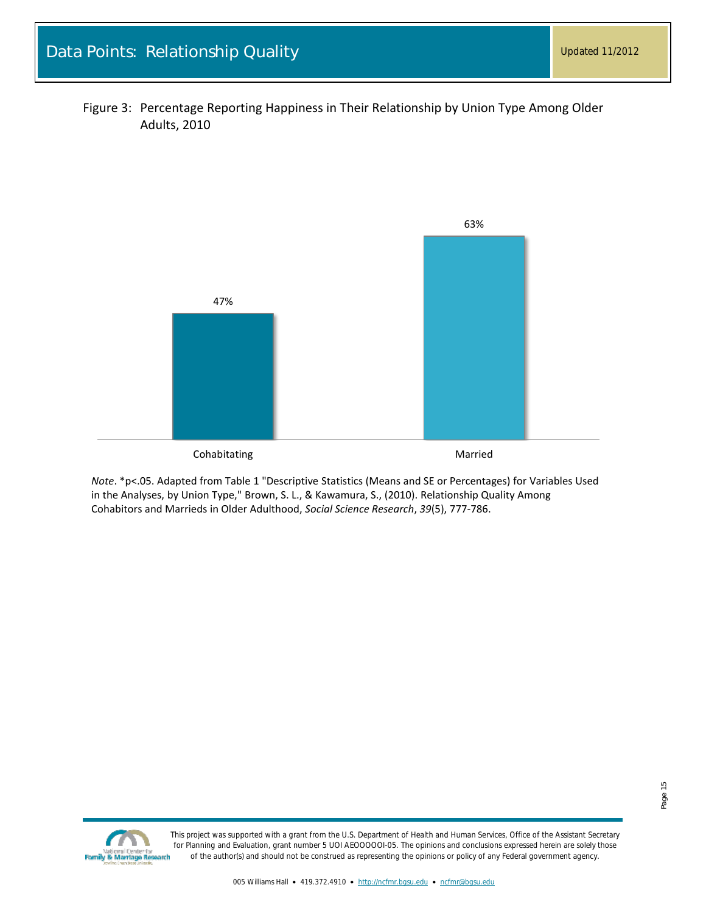# Data Points: Relationship Quality

Updated 11/2012

Figure 3: Percentage Reporting Happiness in Their Relationship by Union Type Among Older Adults, 2010

| | Cohabitating | Married |
|---|---|---|
| Percentage reporting happiness | 47% | 63% |

*Note*. *p<.05. Adapted from Table 1 "Descriptive Statistics (Means and SE or Percentages) for Variables Used in the Analyses, by Union Type," Brown, S. L., & Kawamura, S., (2010). Relationship Quality Among Cohabitors and Marrieds in Older Adulthood, *Social Science Research*, *39*(5), 777-786.

This project was supported with a grant from the U.S. Department of Health and Human Services, Office of the Assistant Secretary for Planning and Evaluation, grant number 5 UOI AEOOOOOI-05. The opinions and conclusions expressed herein are solely those of the author(s) and should not be construed as representing the opinions or policy of any Federal government agency.

005 Williams Hall • 419.372.4910 • http://ncfmr.bgsu.edu • ncfmr@bgsu.edu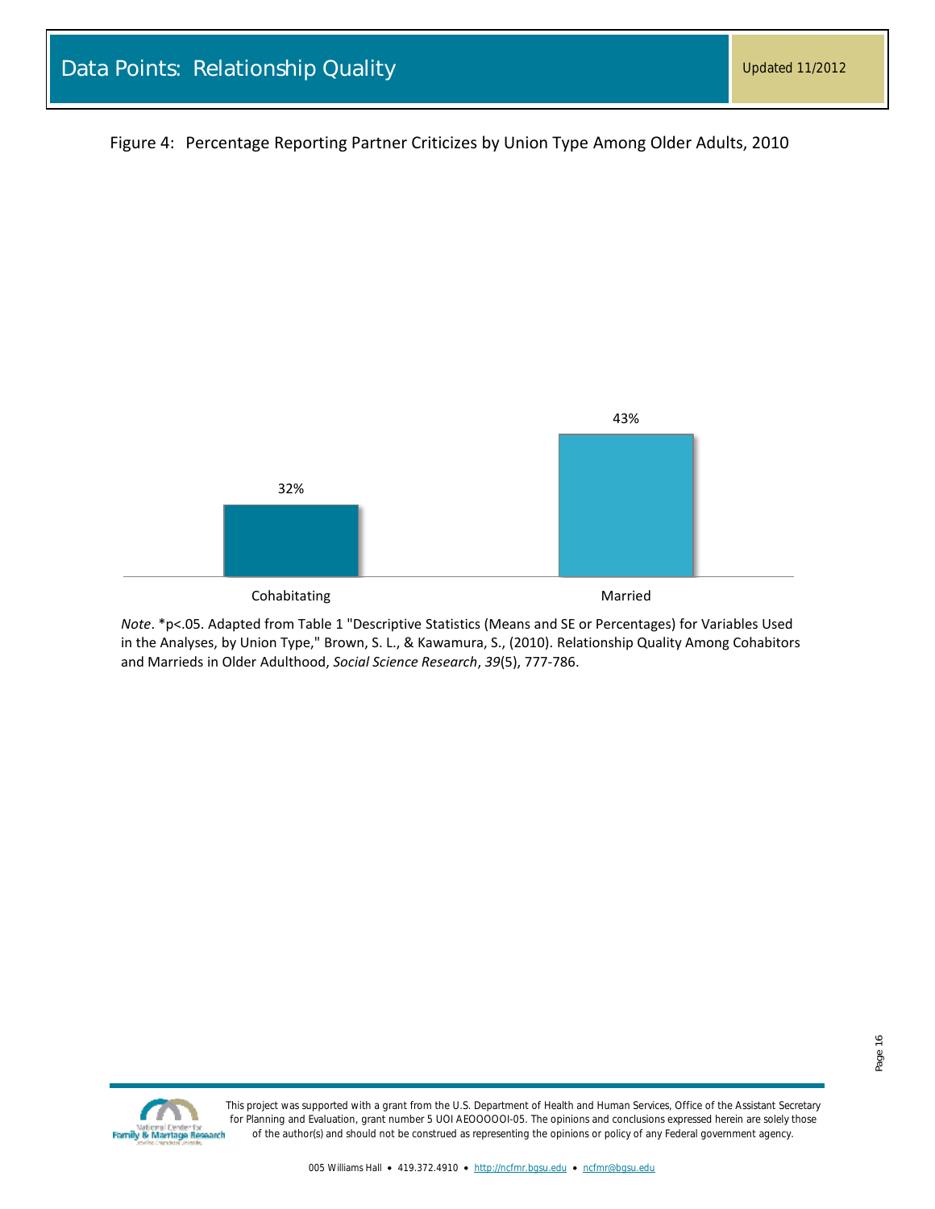Figure 4: Percentage Reporting Partner Criticizes by Union Type Among Older Adults, 2010

| Union Type | Percentage |
| --- | --- |
| Cohabitating | 32% |
| Married | 43% |

*Note*. *p<.05. Adapted from Table 1 "Descriptive Statistics (Means and SE or Percentages) for Variables Used in the Analyses, by Union Type," Brown, S. L., & Kawamura, S., (2010). Relationship Quality Among Cohabitors and Marrieds in Older Adulthood, *Social Science Research*, *39*(5), 777-786.

This project was supported with a grant from the U.S. Department of Health and Human Services, Office of the Assistant Secretary for Planning and Evaluation, grant number 5 UOI AEOOOOOI-05. The opinions and conclusions expressed herein are solely those of the author(s) and should not be construed as representing the opinions or policy of any Federal government agency.

005 Williams Hall • 419.372.4910 • http://ncfmr.bgsu.edu • ncfmr@bgsu.edu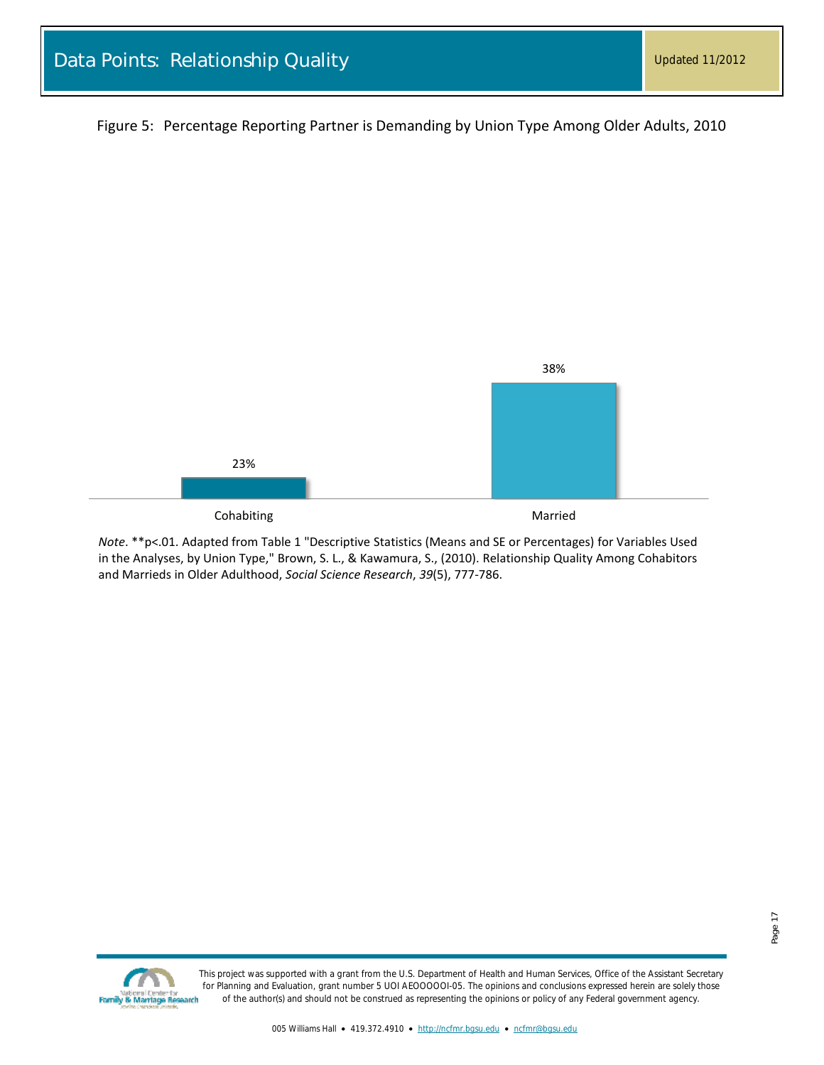# Data Points: Relationship Quality

Updated 11/2012

Figure 5: Percentage Reporting Partner is Demanding by Union Type Among Older Adults, 2010

| Union Type | Percentage |
| --- | --- |
| Cohabiting | 23% |
| Married | 38% |

*Note*. **p<.01. Adapted from Table 1 "Descriptive Statistics (Means and SE or Percentages) for Variables Used in the Analyses, by Union Type," Brown, S. L., & Kawamura, S., (2010). Relationship Quality Among Cohabitors and Marrieds in Older Adulthood, *Social Science Research*, *39*(5), 777-786.

This project was supported with a grant from the U.S. Department of Health and Human Services, Office of the Assistant Secretary for Planning and Evaluation, grant number 5 UOI AEOOOOOI-05. The opinions and conclusions expressed herein are solely those of the author(s) and should not be construed as representing the opinions or policy of any Federal government agency.

005 Williams Hall • 419.372.4910 • http://ncfmr.bgsu.edu • ncfmr@bgsu.edu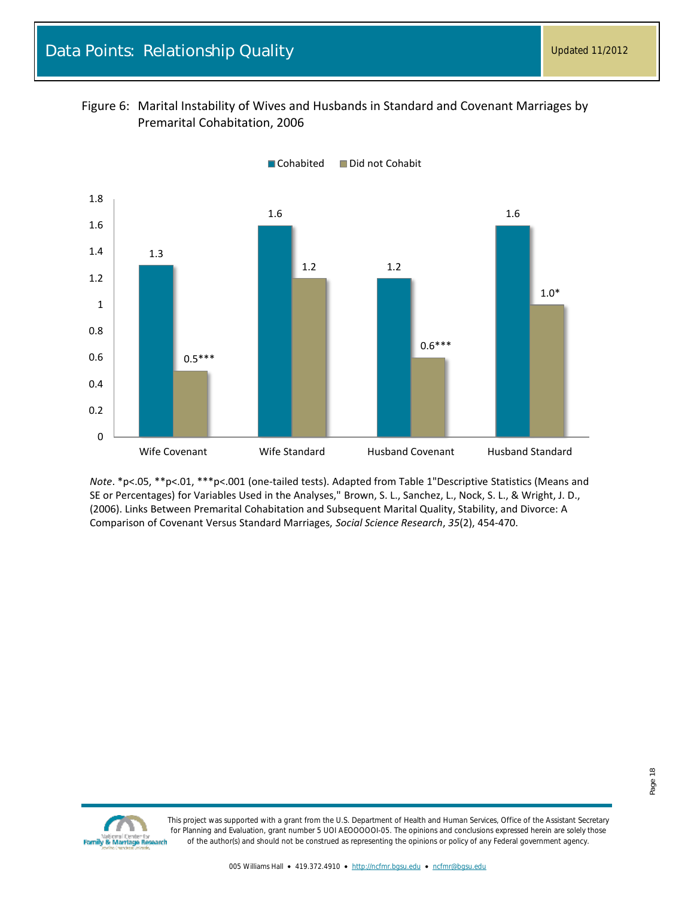Figure 6: Marital Instability of Wives and Husbands in Standard and Covenant Marriages by Premarital Cohabitation, 2006

| | Cohabited | Did not Cohabit |
|---|---|---|
| Wife Covenant | 1.3 | 0.5*** |
| Wife Standard | 1.6 | 1.2 |
| Husband Covenant | 1.2 | 0.6*** |
| Husband Standard | 1.6 | 1.0* |

*Note*. *p<.05, **p<.01, ***p<.001 (one-tailed tests). Adapted from Table 1"Descriptive Statistics (Means and SE or Percentages) for Variables Used in the Analyses," Brown, S. L., Sanchez, L., Nock, S. L., & Wright, J. D., (2006). Links Between Premarital Cohabitation and Subsequent Marital Quality, Stability, and Divorce: A Comparison of Covenant Versus Standard Marriages, *Social Science Research*, *35*(2), 454-470.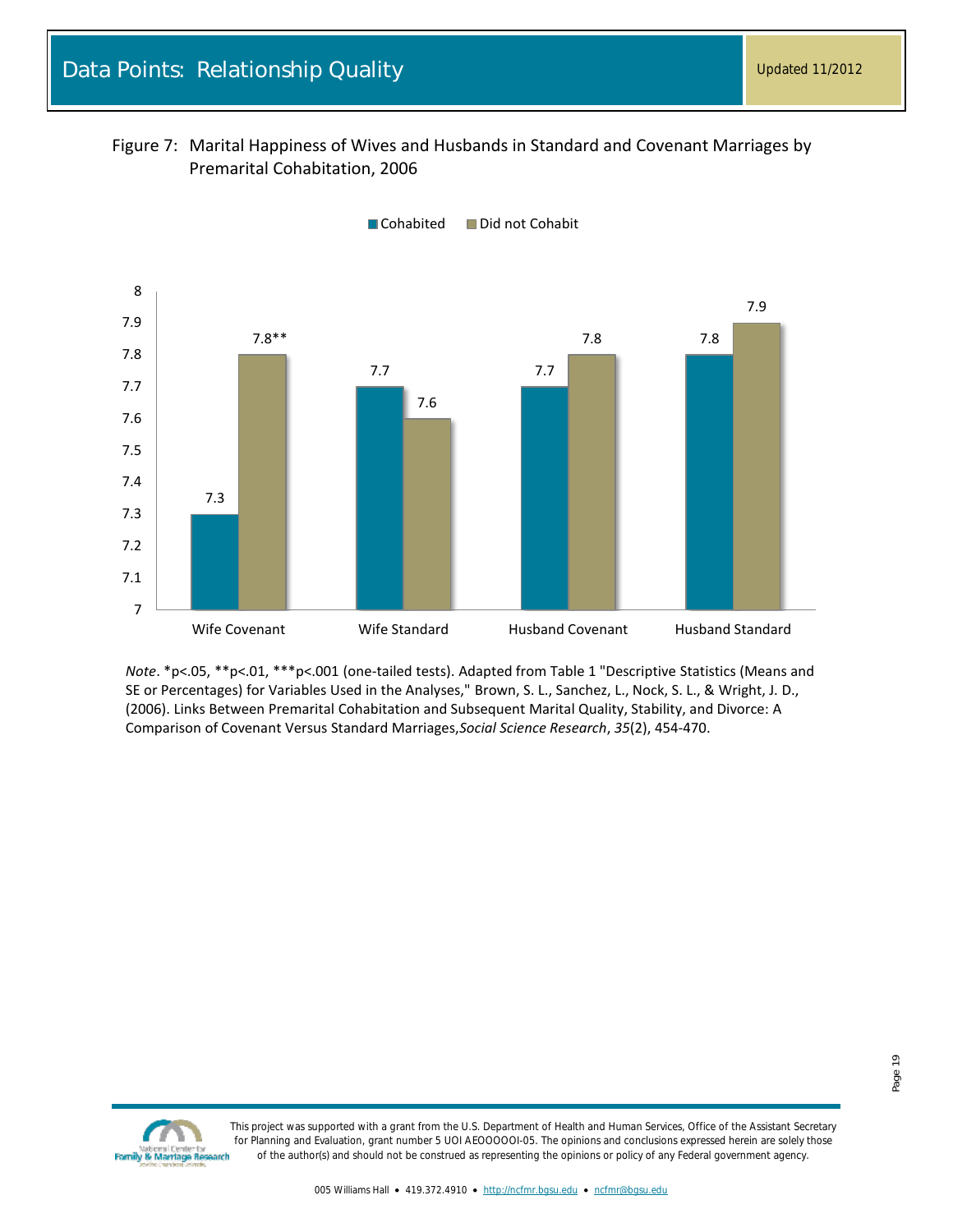# Data Points: Relationship Quality

Updated 11/2012

Figure 7: Marital Happiness of Wives and Husbands in Standard and Covenant Marriages by Premarital Cohabitation, 2006

| | Cohabited | Did not Cohabit |
|---|---|---|
| Wife Covenant | 7.3 | 7.8** |
| Wife Standard | 7.7 | 7.6 |
| Husband Covenant | 7.7 | 7.8 |
| Husband Standard | 7.8 | 7.9 |

*Note*. *p<.05, **p<.01, ***p<.001 (one-tailed tests). Adapted from Table 1 "Descriptive Statistics (Means and SE or Percentages) for Variables Used in the Analyses," Brown, S. L., Sanchez, L., Nock, S. L., & Wright, J. D., (2006). Links Between Premarital Cohabitation and Subsequent Marital Quality, Stability, and Divorce: A Comparison of Covenant Versus Standard Marriages, *Social Science Research*, *35*(2), 454-470.

This project was supported with a grant from the U.S. Department of Health and Human Services, Office of the Assistant Secretary for Planning and Evaluation, grant number 5 UOI AEOOOOOI-05. The opinions and conclusions expressed herein are solely those of the author(s) and should not be construed as representing the opinions or policy of any Federal government agency.

005 Williams Hall • 419.372.4910 • http://ncfmr.bgsu.edu • ncfmr@bgsu.edu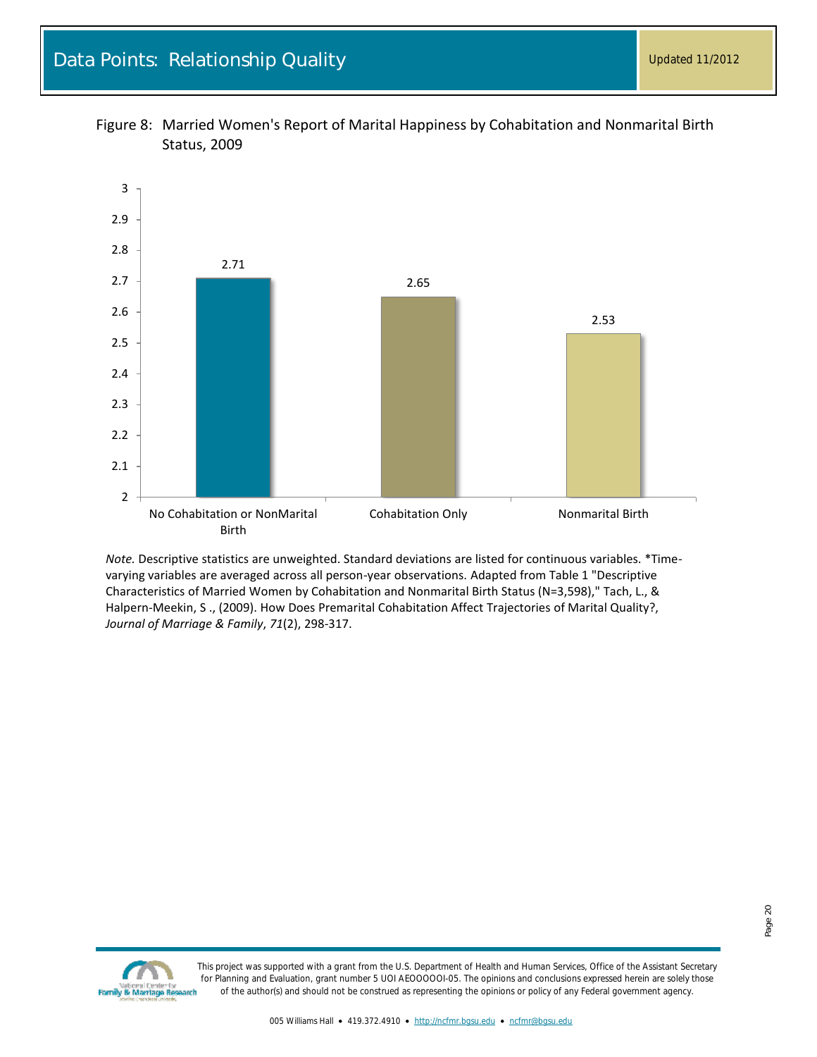# Data Points: Relationship Quality

Updated 11/2012

Figure 8: Married Women's Report of Marital Happiness by Cohabitation and Nonmarital Birth Status, 2009

| Category | Marital Happiness |
|---|---|
| No Cohabitation or NonMarital Birth | 2.71 |
| Cohabitation Only | 2.65 |
| Nonmarital Birth | 2.53 |

*Note.* Descriptive statistics are unweighted. Standard deviations are listed for continuous variables. *Time-varying variables are averaged across all person-year observations. Adapted from Table 1 "Descriptive Characteristics of Married Women by Cohabitation and Nonmarital Birth Status (N=3,598)," Tach, L., & Halpern-Meekin, S ., (2009). How Does Premarital Cohabitation Affect Trajectories of Marital Quality?, *Journal of Marriage & Family*, *71*(2), 298-317.

This project was supported with a grant from the U.S. Department of Health and Human Services, Office of the Assistant Secretary for Planning and Evaluation, grant number 5 UOI AEOOOOOI-05. The opinions and conclusions expressed herein are solely those of the author(s) and should not be construed as representing the opinions or policy of any Federal government agency.

005 Williams Hall • 419.372.4910 • http://ncfmr.bgsu.edu • ncfmr@bgsu.edu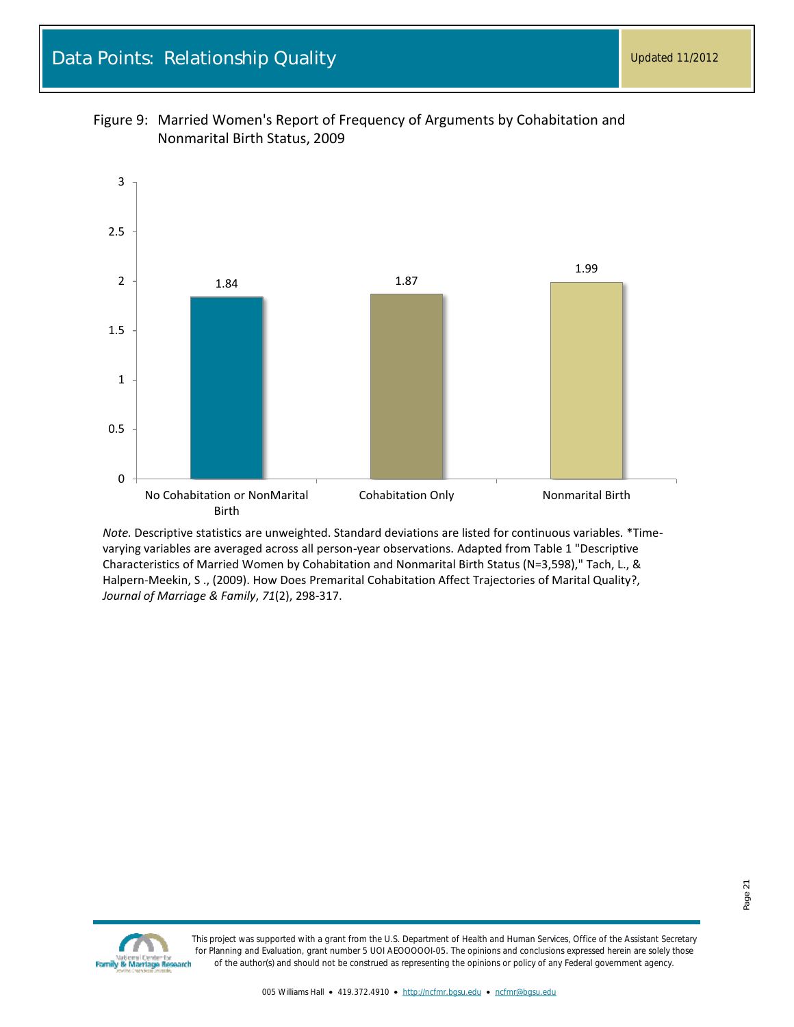# Data Points: Relationship Quality

Updated 11/2012

Figure 9: Married Women's Report of Frequency of Arguments by Cohabitation and Nonmarital Birth Status, 2009

| Status | Frequency of Arguments |
| --- | --- |
| No Cohabitation or NonMarital Birth | 1.84 |
| Cohabitation Only | 1.87 |
| Nonmarital Birth | 1.99 |

*Note.* Descriptive statistics are unweighted. Standard deviations are listed for continuous variables. *Time-varying variables are averaged across all person-year observations. Adapted from Table 1 "Descriptive Characteristics of Married Women by Cohabitation and Nonmarital Birth Status (N=3,598)," Tach, L., & Halpern-Meekin, S ., (2009). How Does Premarital Cohabitation Affect Trajectories of Marital Quality?, *Journal of Marriage & Family*, *71*(2), 298-317.

This project was supported with a grant from the U.S. Department of Health and Human Services, Office of the Assistant Secretary for Planning and Evaluation, grant number 5 UOI AEOOOOOI-05. The opinions and conclusions expressed herein are solely those of the author(s) and should not be construed as representing the opinions or policy of any Federal government agency.

005 Williams Hall • 419.372.4910 • http://ncfmr.bgsu.edu • ncfmr@bgsu.edu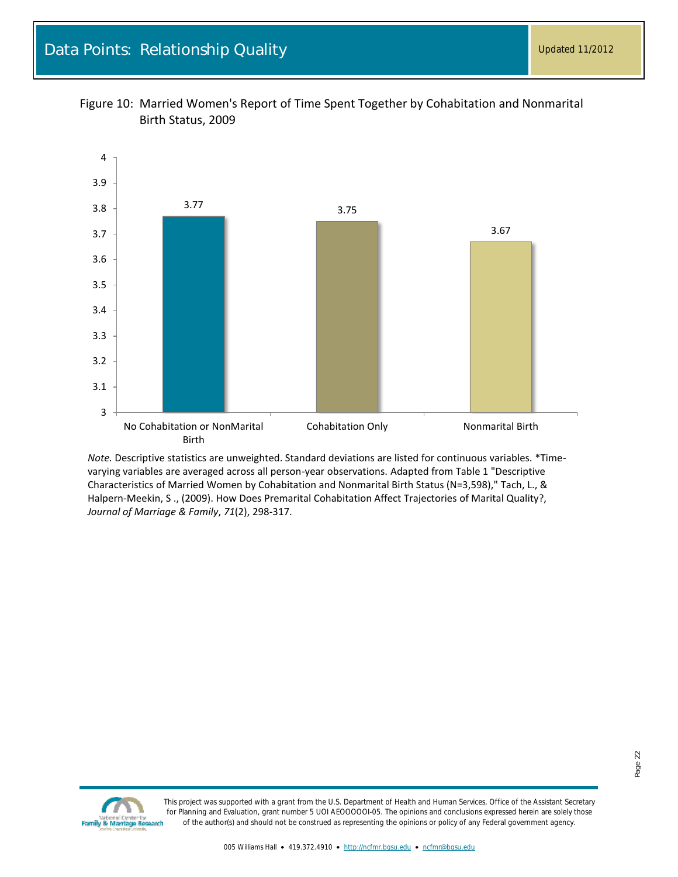# Data Points: Relationship Quality

Updated 11/2012

Figure 10: Married Women's Report of Time Spent Together by Cohabitation and Nonmarital Birth Status, 2009

| Category | Value |
|---|---|
| No Cohabitation or NonMarital Birth | 3.77 |
| Cohabitation Only | 3.75 |
| Nonmarital Birth | 3.67 |

*Note.* Descriptive statistics are unweighted. Standard deviations are listed for continuous variables. *Time-varying variables are averaged across all person-year observations. Adapted from Table 1 "Descriptive Characteristics of Married Women by Cohabitation and Nonmarital Birth Status (N=3,598)," Tach, L., & Halpern-Meekin, S ., (2009). How Does Premarital Cohabitation Affect Trajectories of Marital Quality?, *Journal of Marriage & Family*, *71*(2), 298-317.

This project was supported with a grant from the U.S. Department of Health and Human Services, Office of the Assistant Secretary for Planning and Evaluation, grant number 5 UOI AEOOOOOI-05. The opinions and conclusions expressed herein are solely those of the author(s) and should not be construed as representing the opinions or policy of any Federal government agency.

005 Williams Hall • 419.372.4910 • http://ncfmr.bgsu.edu • ncfmr@bgsu.edu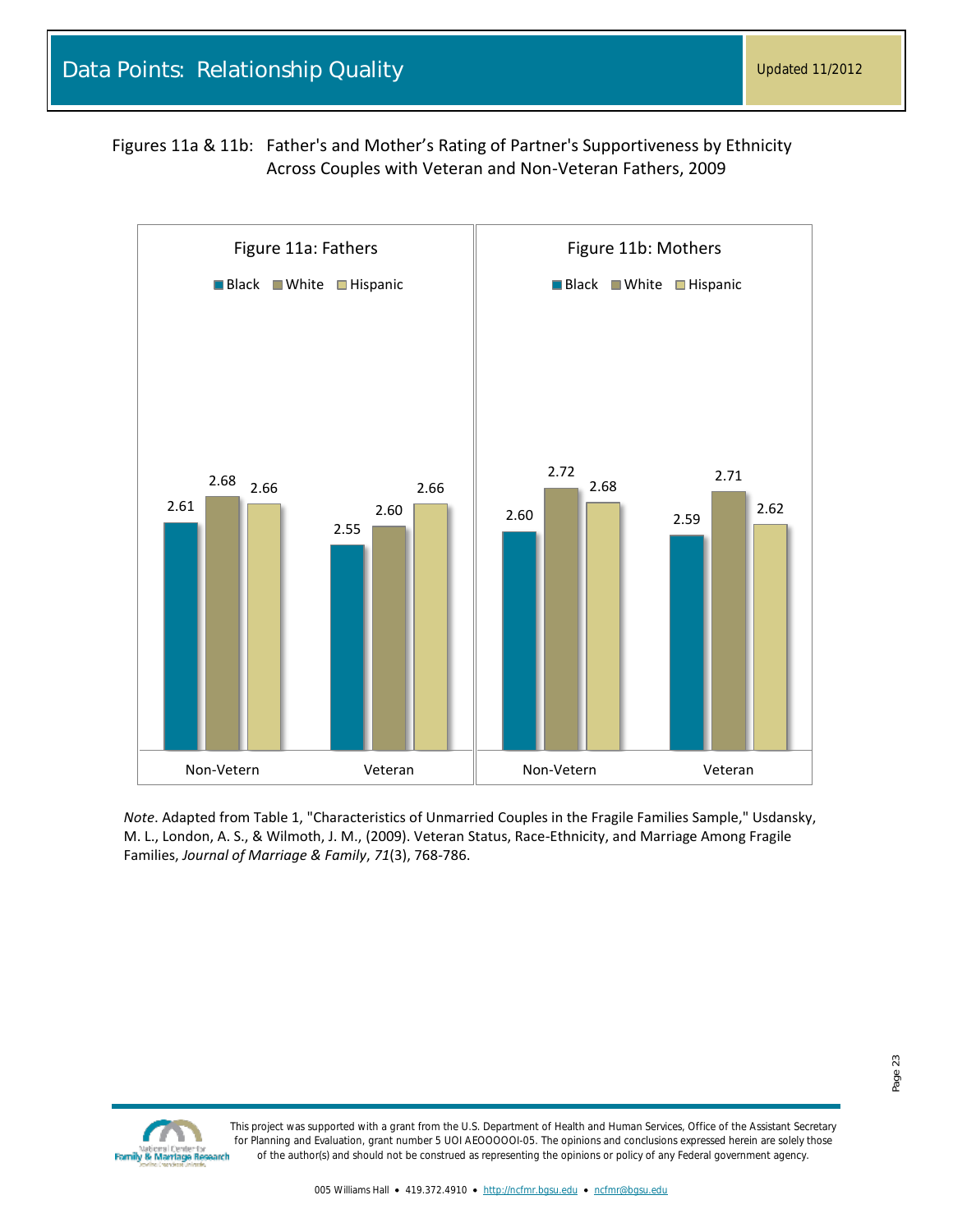# Data Points: Relationship Quality

Updated 11/2012

Figures 11a & 11b: Father's and Mother's Rating of Partner's Supportiveness by Ethnicity Across Couples with Veteran and Non-Veteran Fathers, 2009

**Figure 11a: Fathers**

| | Black | White | Hispanic |
|---|---|---|---|
| Non-Vetern | 2.61 | 2.68 | 2.66 |
| Veteran | 2.55 | 2.60 | 2.66 |

**Figure 11b: Mothers**

| | Black | White | Hispanic |
|---|---|---|---|
| Non-Vetern | 2.60 | 2.72 | 2.68 |
| Veteran | 2.59 | 2.71 | 2.62 |

*Note*. Adapted from Table 1, "Characteristics of Unmarried Couples in the Fragile Families Sample," Usdansky, M. L., London, A. S., & Wilmoth, J. M., (2009). Veteran Status, Race-Ethnicity, and Marriage Among Fragile Families, *Journal of Marriage & Family*, *71*(3), 768-786.

This project was supported with a grant from the U.S. Department of Health and Human Services, Office of the Assistant Secretary for Planning and Evaluation, grant number 5 UOI AEOOOOOI-05. The opinions and conclusions expressed herein are solely those of the author(s) and should not be construed as representing the opinions or policy of any Federal government agency.

005 Williams Hall • 419.372.4910 • http://ncfmr.bgsu.edu • ncfmr@bgsu.edu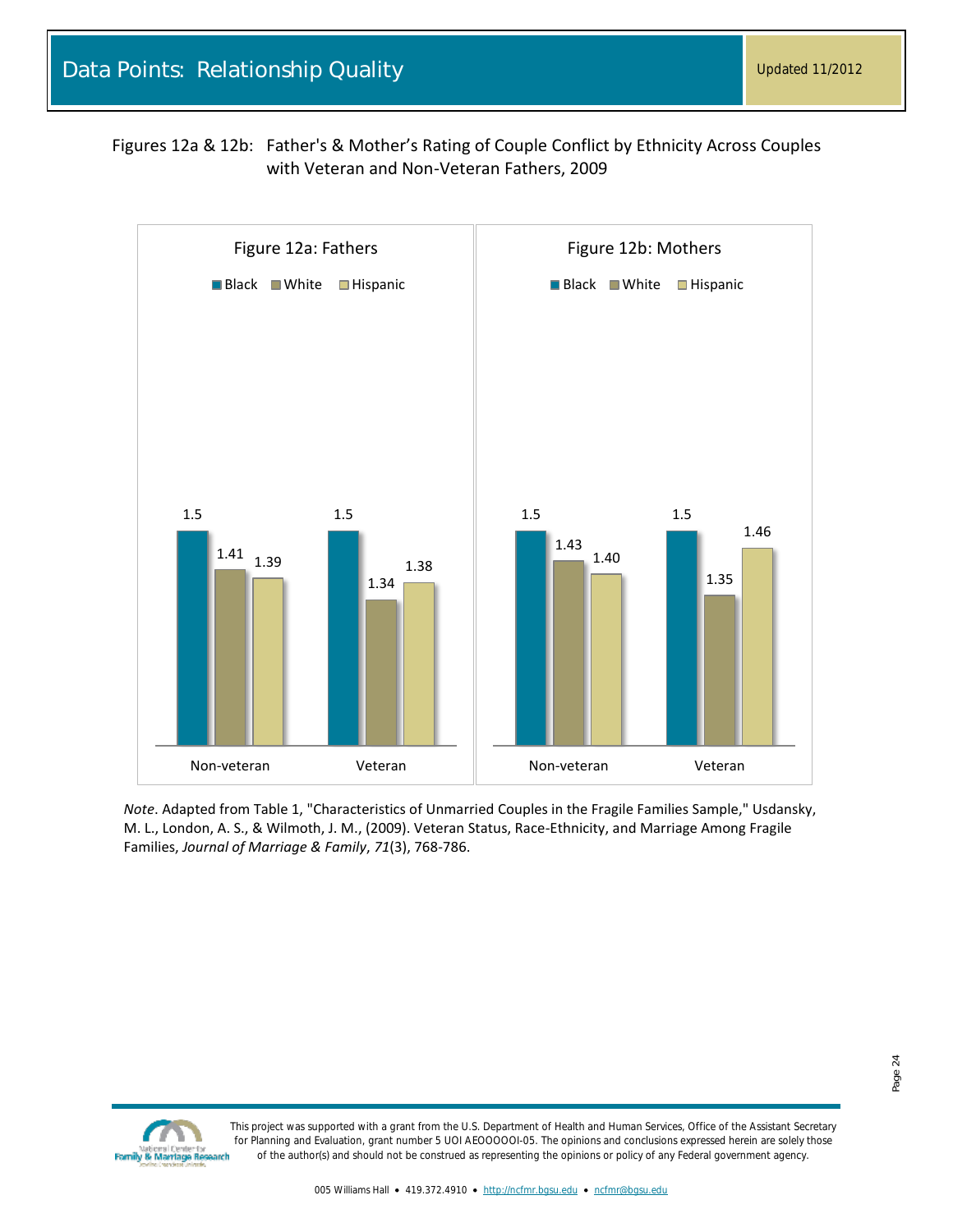# Data Points: Relationship Quality

Updated 11/2012

Figures 12a & 12b: Father's & Mother's Rating of Couple Conflict by Ethnicity Across Couples with Veteran and Non-Veteran Fathers, 2009

**Figure 12a: Fathers**

| | Black | White | Hispanic |
|---|---|---|---|
| Non-veteran | 1.5 | 1.41 | 1.39 |
| Veteran | 1.5 | 1.34 | 1.38 |

**Figure 12b: Mothers**

| | Black | White | Hispanic |
|---|---|---|---|
| Non-veteran | 1.5 | 1.43 | 1.40 |
| Veteran | 1.5 | 1.35 | 1.46 |

*Note*. Adapted from Table 1, "Characteristics of Unmarried Couples in the Fragile Families Sample," Usdansky, M. L., London, A. S., & Wilmoth, J. M., (2009). Veteran Status, Race-Ethnicity, and Marriage Among Fragile Families, *Journal of Marriage & Family*, *71*(3), 768-786.

This project was supported with a grant from the U.S. Department of Health and Human Services, Office of the Assistant Secretary for Planning and Evaluation, grant number 5 UOI AEOOOOOI-05. The opinions and conclusions expressed herein are solely those of the author(s) and should not be construed as representing the opinions or policy of any Federal government agency.

005 Williams Hall • 419.372.4910 • http://ncfmr.bgsu.edu • ncfmr@bgsu.edu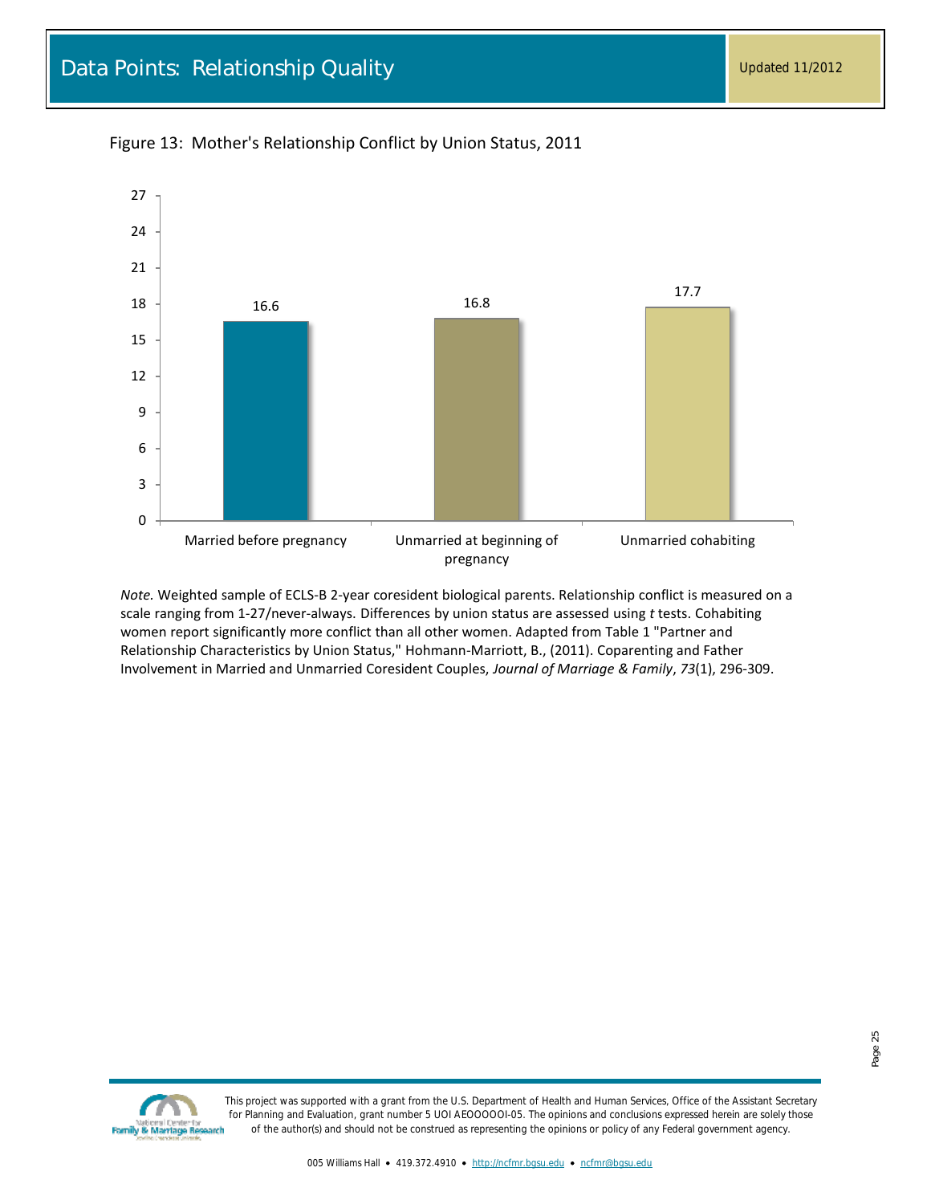# Data Points: Relationship Quality

Updated 11/2012

Figure 13: Mother's Relationship Conflict by Union Status, 2011

| Union Status | Relationship Conflict |
|---|---|
| Married before pregnancy | 16.6 |
| Unmarried at beginning of pregnancy | 16.8 |
| Unmarried cohabiting | 17.7 |

*Note.* Weighted sample of ECLS-B 2-year coresident biological parents. Relationship conflict is measured on a scale ranging from 1-27/never-always. Differences by union status are assessed using *t* tests. Cohabiting women report significantly more conflict than all other women. Adapted from Table 1 "Partner and Relationship Characteristics by Union Status," Hohmann-Marriott, B., (2011). Coparenting and Father Involvement in Married and Unmarried Coresident Couples, *Journal of Marriage & Family*, *73*(1), 296-309.

This project was supported with a grant from the U.S. Department of Health and Human Services, Office of the Assistant Secretary for Planning and Evaluation, grant number 5 UOI AEOOOOOI-05. The opinions and conclusions expressed herein are solely those of the author(s) and should not be construed as representing the opinions or policy of any Federal government agency.

005 Williams Hall • 419.372.4910 • http://ncfmr.bgsu.edu • ncfmr@bgsu.edu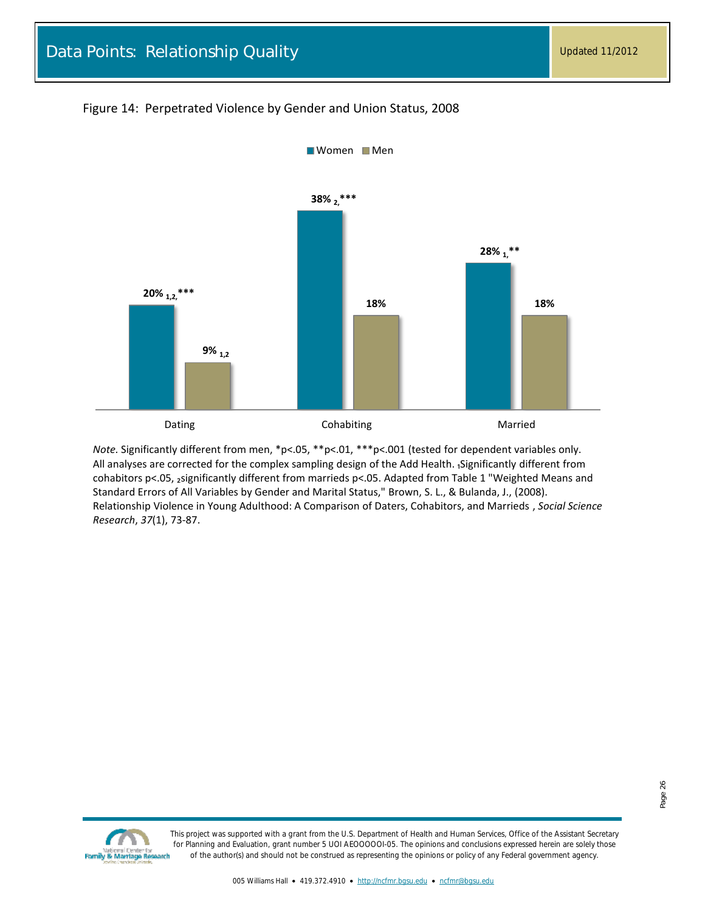# Data Points: Relationship Quality

Updated 11/2012

Figure 14: Perpetrated Violence by Gender and Union Status, 2008

| | Women | Men |
|---|---|---|
| Dating | 20% 1,2,*** | 9% 1,2 |
| Cohabiting | 38% 2,*** | 18% |
| Married | 28% 1,** | 18% |

*Note.* Significantly different from men, *p<.05, **p<.01, ***p<.001 (tested for dependent variables only. All analyses are corrected for the complex sampling design of the Add Health. 1Significantly different from cohabitors p<.05, 2significantly different from marrieds p<.05. Adapted from Table 1 "Weighted Means and Standard Errors of All Variables by Gender and Marital Status," Brown, S. L., & Bulanda, J., (2008). Relationship Violence in Young Adulthood: A Comparison of Daters, Cohabitors, and Marrieds , *Social Science Research*, *37*(1), 73-87.

This project was supported with a grant from the U.S. Department of Health and Human Services, Office of the Assistant Secretary for Planning and Evaluation, grant number 5 UOI AEOOOOOI-05. The opinions and conclusions expressed herein are solely those of the author(s) and should not be construed as representing the opinions or policy of any Federal government agency.

005 Williams Hall • 419.372.4910 • http://ncfmr.bgsu.edu • ncfmr@bgsu.edu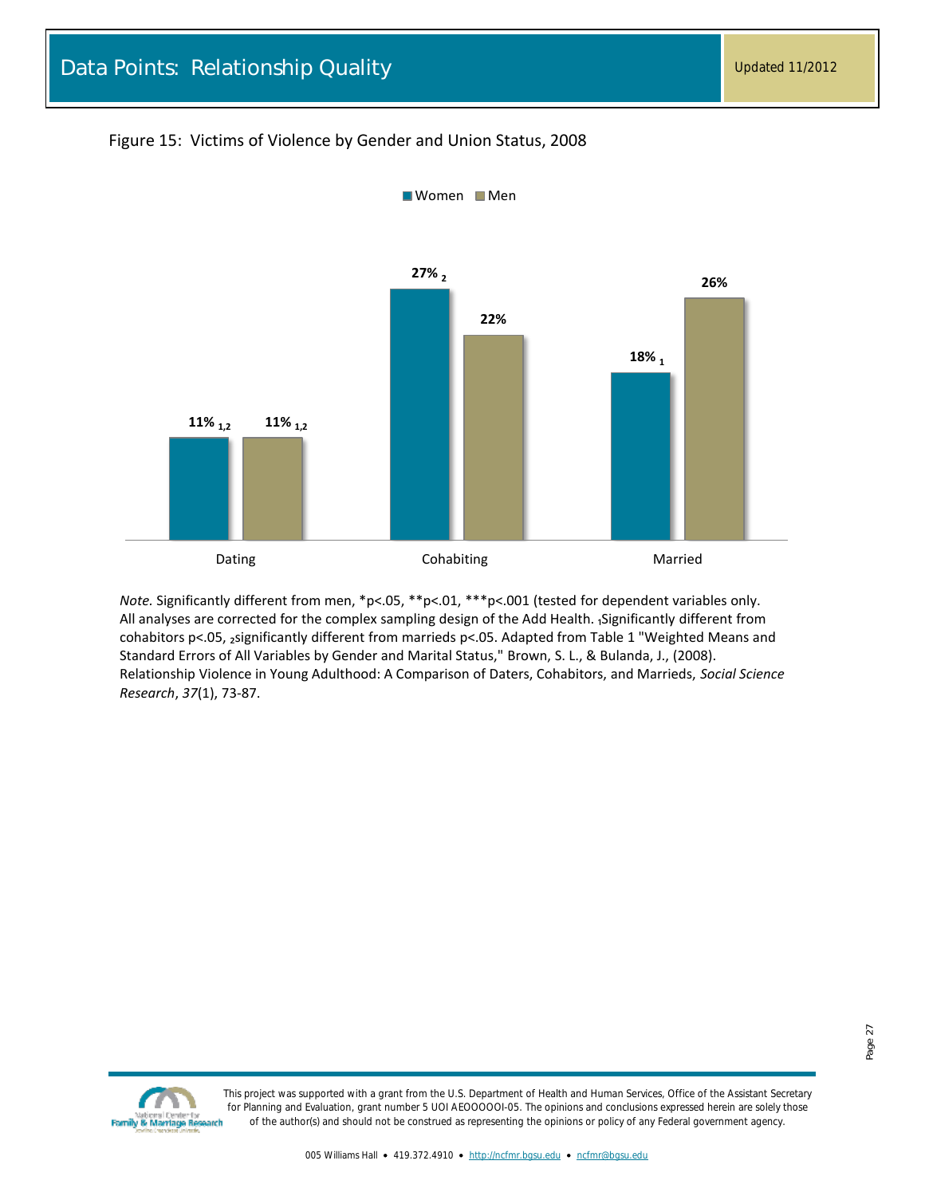Figure 15: Victims of Violence by Gender and Union Status, 2008

| | Women | Men |
|---|---|---|
| Dating | 11% [1,2] | 11% [1,2] |
| Cohabiting | 27% [2] | 22% |
| Married | 18% [1] | 26% |

*Note.* Significantly different from men, *p<.05, **p<.01, ***p<.001 (tested for dependent variables only. All analyses are corrected for the complex sampling design of the Add Health. [1]Significantly different from cohabitors p<.05, [2]significantly different from marrieds p<.05. Adapted from Table 1 "Weighted Means and Standard Errors of All Variables by Gender and Marital Status," Brown, S. L., & Bulanda, J., (2008). Relationship Violence in Young Adulthood: A Comparison of Daters, Cohabitors, and Marrieds, *Social Science Research*, *37*(1), 73-87.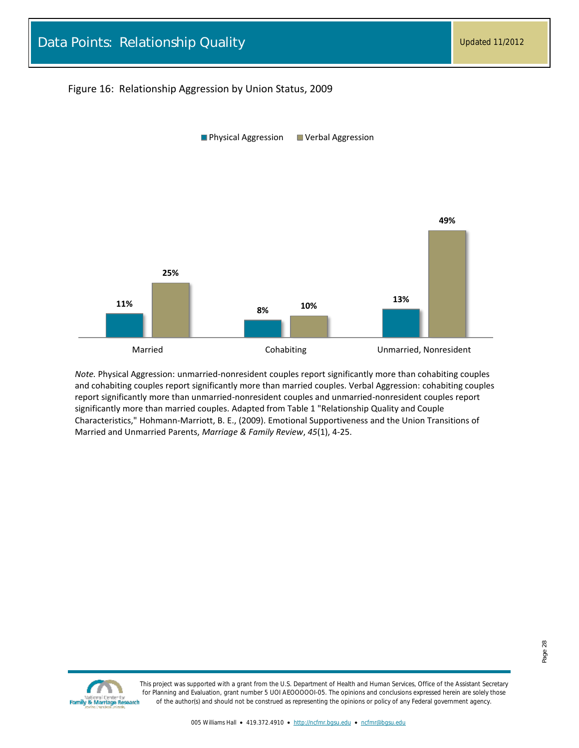# Data Points: Relationship Quality

Updated 11/2012

Figure 16: Relationship Aggression by Union Status, 2009

| | Physical Aggression | Verbal Aggression |
|---|---|---|
| Married | 11% | 25% |
| Cohabiting | 8% | 10% |
| Unmarried, Nonresident | 13% | 49% |

*Note.* Physical Aggression: unmarried-nonresident couples report significantly more than cohabiting couples and cohabiting couples report significantly more than married couples. Verbal Aggression: cohabiting couples report significantly more than unmarried-nonresident couples and unmarried-nonresident couples report significantly more than married couples. Adapted from Table 1 "Relationship Quality and Couple Characteristics," Hohmann-Marriott, B. E., (2009). Emotional Supportiveness and the Union Transitions of Married and Unmarried Parents, *Marriage & Family Review*, *45*(1), 4-25.

This project was supported with a grant from the U.S. Department of Health and Human Services, Office of the Assistant Secretary for Planning and Evaluation, grant number 5 UOI AEOOOOOI-05. The opinions and conclusions expressed herein are solely those of the author(s) and should not be construed as representing the opinions or policy of any Federal government agency.

005 Williams Hall • 419.372.4910 • http://ncfmr.bgsu.edu • ncfmr@bgsu.edu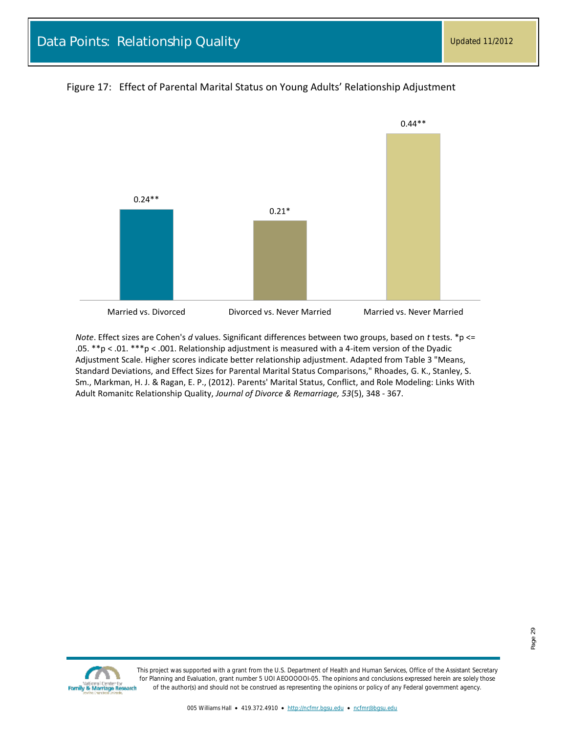# Data Points: Relationship Quality

Updated 11/2012

Figure 17: Effect of Parental Marital Status on Young Adults' Relationship Adjustment

0.24**

0.21*

0.44**

Married vs. Divorced

Divorced vs. Never Married

Married vs. Never Married

*Note*. Effect sizes are Cohen's *d* values. Significant differences between two groups, based on *t* tests. *p <= .05. **p < .01. ***p < .001. Relationship adjustment is measured with a 4-item version of the Dyadic Adjustment Scale. Higher scores indicate better relationship adjustment. Adapted from Table 3 "Means, Standard Deviations, and Effect Sizes for Parental Marital Status Comparisons," Rhoades, G. K., Stanley, S. Sm., Markman, H. J. & Ragan, E. P., (2012). Parents' Marital Status, Conflict, and Role Modeling: Links With Adult Romanitc Relationship Quality, *Journal of Divorce & Remarriage, 53*(5), 348 - 367.

This project was supported with a grant from the U.S. Department of Health and Human Services, Office of the Assistant Secretary for Planning and Evaluation, grant number 5 UOI AEOOOOOI-05. The opinions and conclusions expressed herein are solely those of the author(s) and should not be construed as representing the opinions or policy of any Federal government agency.

005 Williams Hall • 419.372.4910 • http://ncfmr.bgsu.edu • ncfmr@bgsu.edu